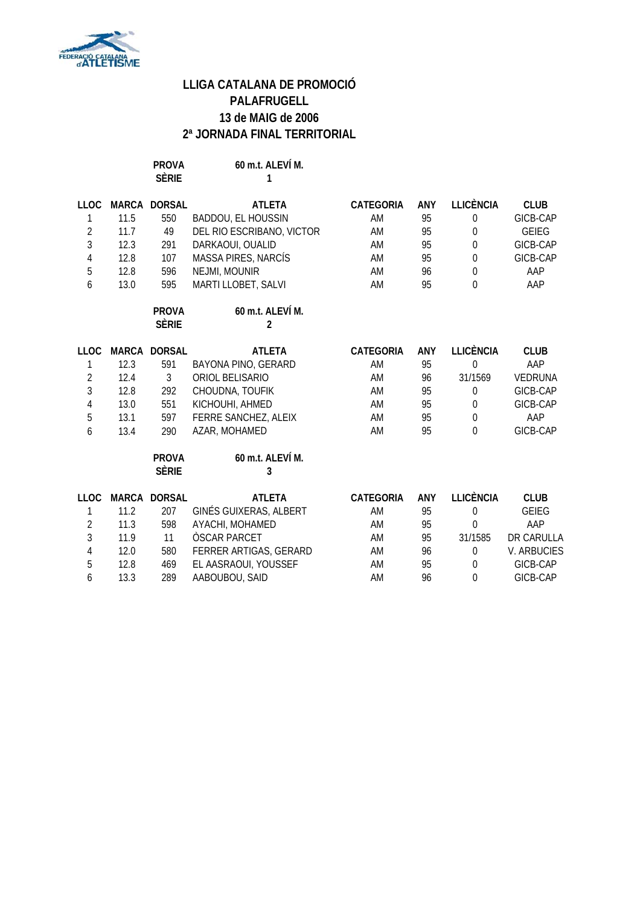# LLIGA CATALANA DE PROMOCIÓ
## PALAFRUGELL
## 13 de MAIG de 2006
## 2ª JORNADA FINAL TERRITORIAL

**PROVA** 60 m.t. ALEVÍ M.
**SÈRIE** 1

| LLOC | MARCA | DORSAL | ATLETA | CATEGORIA | ANY | LLICÈNCIA | CLUB |
|---|---|---|---|---|---|---|---|
| 1 | 11.5 | 550 | BADDOU, EL HOUSSIN | AM | 95 | 0 | GICB-CAP |
| 2 | 11.7 | 49 | DEL RIO ESCRIBANO, VICTOR | AM | 95 | 0 | GEIEG |
| 3 | 12.3 | 291 | DARKAOUI, OUALID | AM | 95 | 0 | GICB-CAP |
| 4 | 12.8 | 107 | MASSA PIRES, NARCÍS | AM | 95 | 0 | GICB-CAP |
| 5 | 12.8 | 596 | NEJMI, MOUNIR | AM | 96 | 0 | AAP |
| 6 | 13.0 | 595 | MARTI LLOBET, SALVI | AM | 95 | 0 | AAP |

**PROVA** 60 m.t. ALEVÍ M.
**SÈRIE** 2

| LLOC | MARCA | DORSAL | ATLETA | CATEGORIA | ANY | LLICÈNCIA | CLUB |
|---|---|---|---|---|---|---|---|
| 1 | 12.3 | 591 | BAYONA PINO, GERARD | AM | 95 | 0 | AAP |
| 2 | 12.4 | 3 | ORIOL BELISARIO | AM | 96 | 31/1569 | VEDRUNA |
| 3 | 12.8 | 292 | CHOUDNA, TOUFIK | AM | 95 | 0 | GICB-CAP |
| 4 | 13.0 | 551 | KICHOUHI, AHMED | AM | 95 | 0 | GICB-CAP |
| 5 | 13.1 | 597 | FERRE SANCHEZ, ALEIX | AM | 95 | 0 | AAP |
| 6 | 13.4 | 290 | AZAR, MOHAMED | AM | 95 | 0 | GICB-CAP |

**PROVA** 60 m.t. ALEVÍ M.
**SÈRIE** 3

| LLOC | MARCA | DORSAL | ATLETA | CATEGORIA | ANY | LLICÈNCIA | CLUB |
|---|---|---|---|---|---|---|---|
| 1 | 11.2 | 207 | GINÉS GUIXERAS, ALBERT | AM | 95 | 0 | GEIEG |
| 2 | 11.3 | 598 | AYACHI, MOHAMED | AM | 95 | 0 | AAP |
| 3 | 11.9 | 11 | ÒSCAR PARCET | AM | 95 | 31/1585 | DR CARULLA |
| 4 | 12.0 | 580 | FERRER ARTIGAS, GERARD | AM | 96 | 0 | V. ARBUCIES |
| 5 | 12.8 | 469 | EL AASRAOUI, YOUSSEF | AM | 95 | 0 | GICB-CAP |
| 6 | 13.3 | 289 | AABOUBOU, SAID | AM | 96 | 0 | GICB-CAP |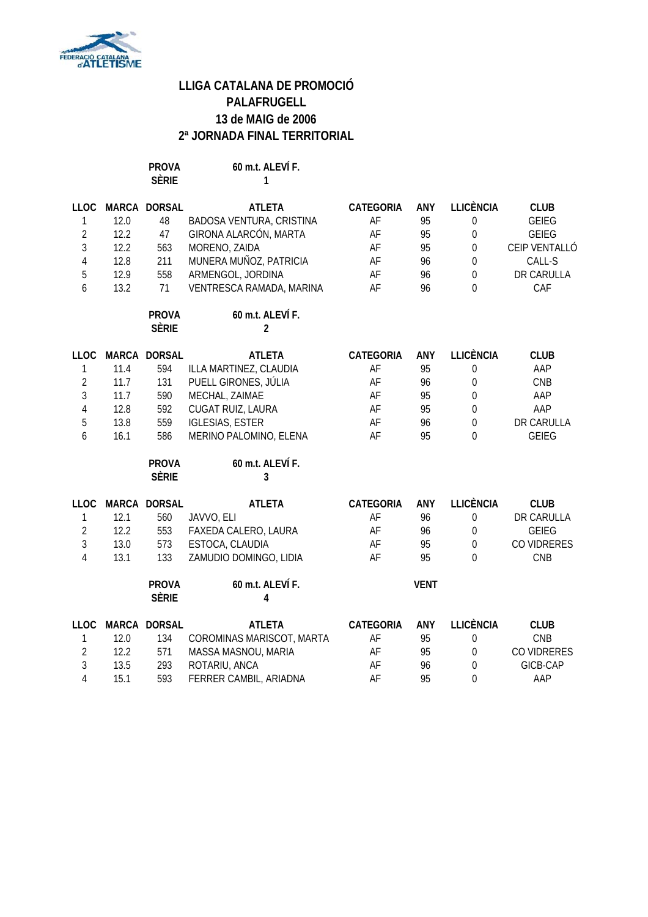# LLIGA CATALANA DE PROMOCIÓ
## PALAFRUGELL
## 13 de MAIG de 2006
## 2ª JORNADA FINAL TERRITORIAL

**PROVA** 60 m.t. ALEVÍ F.
**SÈRIE** 1

| LLOC | MARCA | DORSAL | ATLETA | CATEGORIA | ANY | LLICÈNCIA | CLUB |
|---|---|---|---|---|---|---|---|
| 1 | 12.0 | 48 | BADOSA VENTURA, CRISTINA | AF | 95 | 0 | GEIEG |
| 2 | 12.2 | 47 | GIRONA ALARCÓN, MARTA | AF | 95 | 0 | GEIEG |
| 3 | 12.2 | 563 | MORENO, ZAIDA | AF | 95 | 0 | CEIP VENTALLÓ |
| 4 | 12.8 | 211 | MUNERA MUÑOZ, PATRICIA | AF | 96 | 0 | CALL-S |
| 5 | 12.9 | 558 | ARMENGOL, JORDINA | AF | 96 | 0 | DR CARULLA |
| 6 | 13.2 | 71 | VENTRESCA RAMADA, MARINA | AF | 96 | 0 | CAF |

**PROVA** 60 m.t. ALEVÍ F.
**SÈRIE** 2

| LLOC | MARCA | DORSAL | ATLETA | CATEGORIA | ANY | LLICÈNCIA | CLUB |
|---|---|---|---|---|---|---|---|
| 1 | 11.4 | 594 | ILLA MARTINEZ, CLAUDIA | AF | 95 | 0 | AAP |
| 2 | 11.7 | 131 | PUELL GIRONES, JÚLIA | AF | 96 | 0 | CNB |
| 3 | 11.7 | 590 | MECHAL, ZAIMAE | AF | 95 | 0 | AAP |
| 4 | 12.8 | 592 | CUGAT RUIZ, LAURA | AF | 95 | 0 | AAP |
| 5 | 13.8 | 559 | IGLESIAS, ESTER | AF | 96 | 0 | DR CARULLA |
| 6 | 16.1 | 586 | MERINO PALOMINO, ELENA | AF | 95 | 0 | GEIEG |

**PROVA** 60 m.t. ALEVÍ F.
**SÈRIE** 3

| LLOC | MARCA | DORSAL | ATLETA | CATEGORIA | ANY | LLICÈNCIA | CLUB |
|---|---|---|---|---|---|---|---|
| 1 | 12.1 | 560 | JAVVO, ELI | AF | 96 | 0 | DR CARULLA |
| 2 | 12.2 | 553 | FAXEDA CALERO, LAURA | AF | 96 | 0 | GEIEG |
| 3 | 13.0 | 573 | ESTOCA, CLAUDIA | AF | 95 | 0 | CO VIDRERES |
| 4 | 13.1 | 133 | ZAMUDIO DOMINGO, LIDIA | AF | 95 | 0 | CNB |

**PROVA** 60 m.t. ALEVÍ F. **VENT**
**SÈRIE** 4

| LLOC | MARCA | DORSAL | ATLETA | CATEGORIA | ANY | LLICÈNCIA | CLUB |
|---|---|---|---|---|---|---|---|
| 1 | 12.0 | 134 | COROMINAS MARISCOT, MARTA | AF | 95 | 0 | CNB |
| 2 | 12.2 | 571 | MASSA MASNOU, MARIA | AF | 95 | 0 | CO VIDRERES |
| 3 | 13.5 | 293 | ROTARIU, ANCA | AF | 96 | 0 | GICB-CAP |
| 4 | 15.1 | 593 | FERRER CAMBIL, ARIADNA | AF | 95 | 0 | AAP |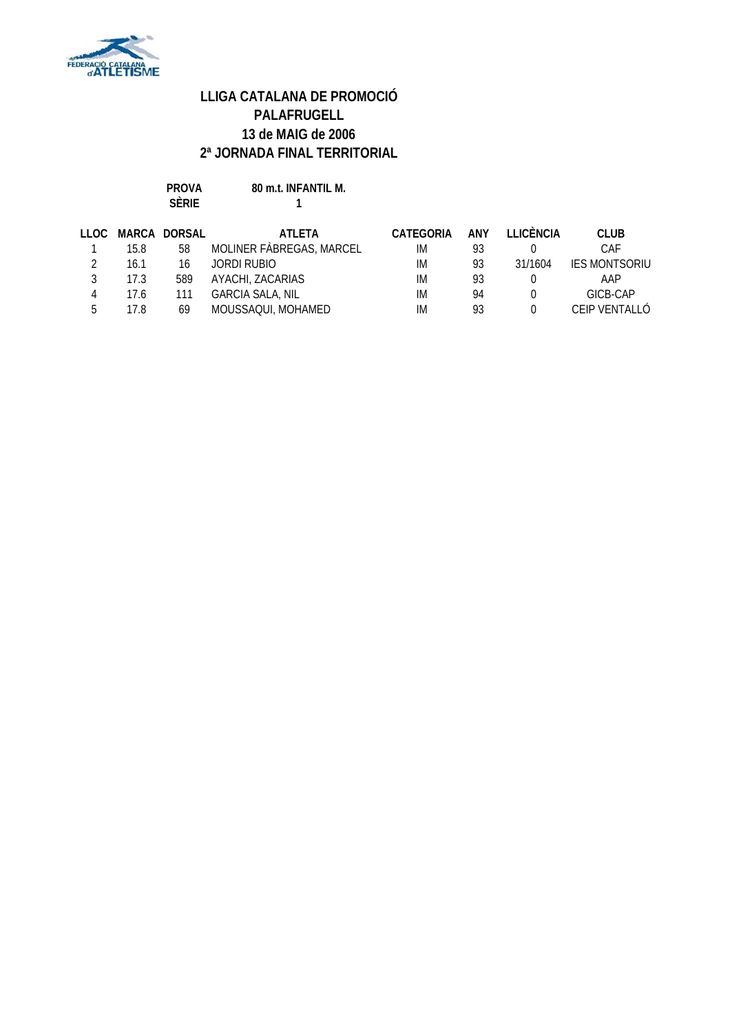# LLIGA CATALANA DE PROMOCIÓ
## PALAFRUGELL
## 13 de MAIG de 2006
## 2ª JORNADA FINAL TERRITORIAL

**PROVA** 80 m.t. INFANTIL M.
**SÈRIE** 1

| LLOC | MARCA | DORSAL | ATLETA | CATEGORIA | ANY | LLICÈNCIA | CLUB |
|---|---|---|---|---|---|---|---|
| 1 | 15.8 | 58 | MOLINER FÀBREGAS, MARCEL | IM | 93 | 0 | CAF |
| 2 | 16.1 | 16 | JORDI RUBIO | IM | 93 | 31/1604 | IES MONTSORIU |
| 3 | 17.3 | 589 | AYACHI, ZACARIAS | IM | 93 | 0 | AAP |
| 4 | 17.6 | 111 | GARCIA SALA, NIL | IM | 94 | 0 | GICB-CAP |
| 5 | 17.8 | 69 | MOUSSAQUI, MOHAMED | IM | 93 | 0 | CEIP VENTALLÓ |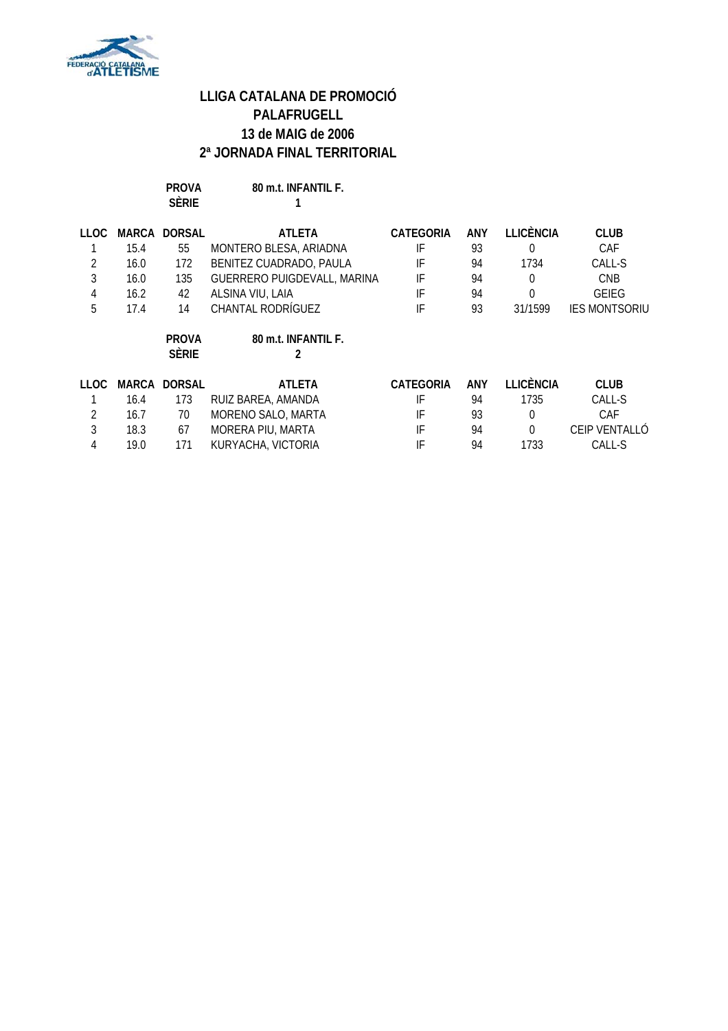# LLIGA CATALANA DE PROMOCIÓ
## PALAFRUGELL
## 13 de MAIG de 2006
## 2ª JORNADA FINAL TERRITORIAL

**PROVA** 80 m.t. INFANTIL F.
**SÈRIE** 1

| LLOC | MARCA | DORSAL | ATLETA | CATEGORIA | ANY | LLICÈNCIA | CLUB |
|---|---|---|---|---|---|---|---|
| 1 | 15.4 | 55 | MONTERO BLESA, ARIADNA | IF | 93 | 0 | CAF |
| 2 | 16.0 | 172 | BENITEZ CUADRADO, PAULA | IF | 94 | 1734 | CALL-S |
| 3 | 16.0 | 135 | GUERRERO PUIGDEVALL, MARINA | IF | 94 | 0 | CNB |
| 4 | 16.2 | 42 | ALSINA VIU, LAIA | IF | 94 | 0 | GEIEG |
| 5 | 17.4 | 14 | CHANTAL RODRÍGUEZ | IF | 93 | 31/1599 | IES MONTSORIU |

**PROVA** 80 m.t. INFANTIL F.
**SÈRIE** 2

| LLOC | MARCA | DORSAL | ATLETA | CATEGORIA | ANY | LLICÈNCIA | CLUB |
|---|---|---|---|---|---|---|---|
| 1 | 16.4 | 173 | RUIZ BAREA, AMANDA | IF | 94 | 1735 | CALL-S |
| 2 | 16.7 | 70 | MORENO SALO, MARTA | IF | 93 | 0 | CAF |
| 3 | 18.3 | 67 | MORERA PIU, MARTA | IF | 94 | 0 | CEIP VENTALLÓ |
| 4 | 19.0 | 171 | KURYACHA, VICTORIA | IF | 94 | 1733 | CALL-S |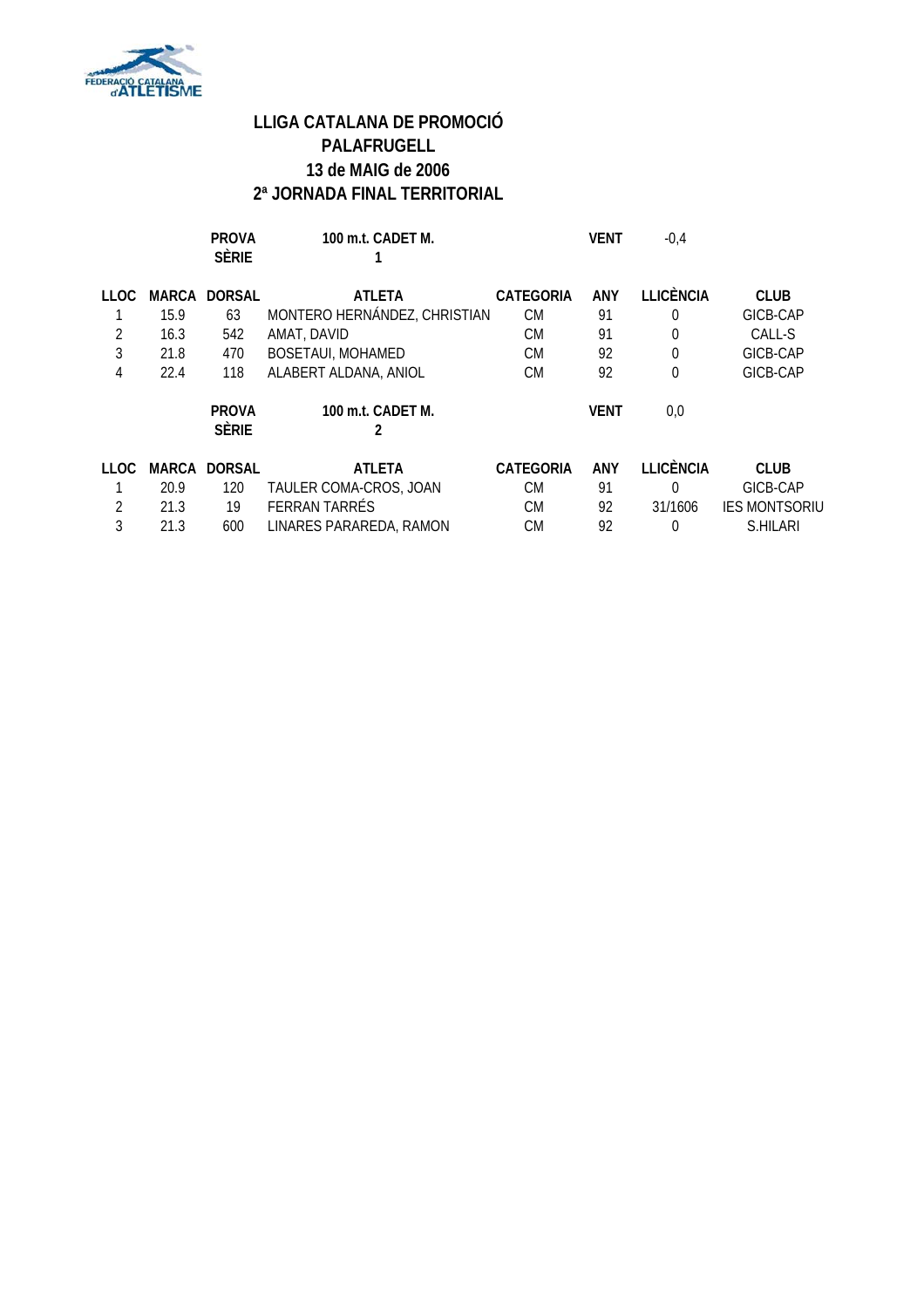# LLIGA CATALANA DE PROMOCIÓ
## PALAFRUGELL
## 13 de MAIG de 2006
## 2ª JORNADA FINAL TERRITORIAL

**PROVA** 100 m.t. CADET M. **VENT** -0,4
**SÈRIE** 1

| LLOC | MARCA | DORSAL | ATLETA | CATEGORIA | ANY | LLICÈNCIA | CLUB |
|---|---|---|---|---|---|---|---|
| 1 | 15.9 | 63 | MONTERO HERNÁNDEZ, CHRISTIAN | CM | 91 | 0 | GICB-CAP |
| 2 | 16.3 | 542 | AMAT, DAVID | CM | 91 | 0 | CALL-S |
| 3 | 21.8 | 470 | BOSETAUI, MOHAMED | CM | 92 | 0 | GICB-CAP |
| 4 | 22.4 | 118 | ALABERT ALDANA, ANIOL | CM | 92 | 0 | GICB-CAP |

**PROVA** 100 m.t. CADET M. **VENT** 0,0
**SÈRIE** 2

| LLOC | MARCA | DORSAL | ATLETA | CATEGORIA | ANY | LLICÈNCIA | CLUB |
|---|---|---|---|---|---|---|---|
| 1 | 20.9 | 120 | TAULER COMA-CROS, JOAN | CM | 91 | 0 | GICB-CAP |
| 2 | 21.3 | 19 | FERRAN TARRÉS | CM | 92 | 31/1606 | IES MONTSORIU |
| 3 | 21.3 | 600 | LINARES PARAREDA, RAMON | CM | 92 | 0 | S.HILARI |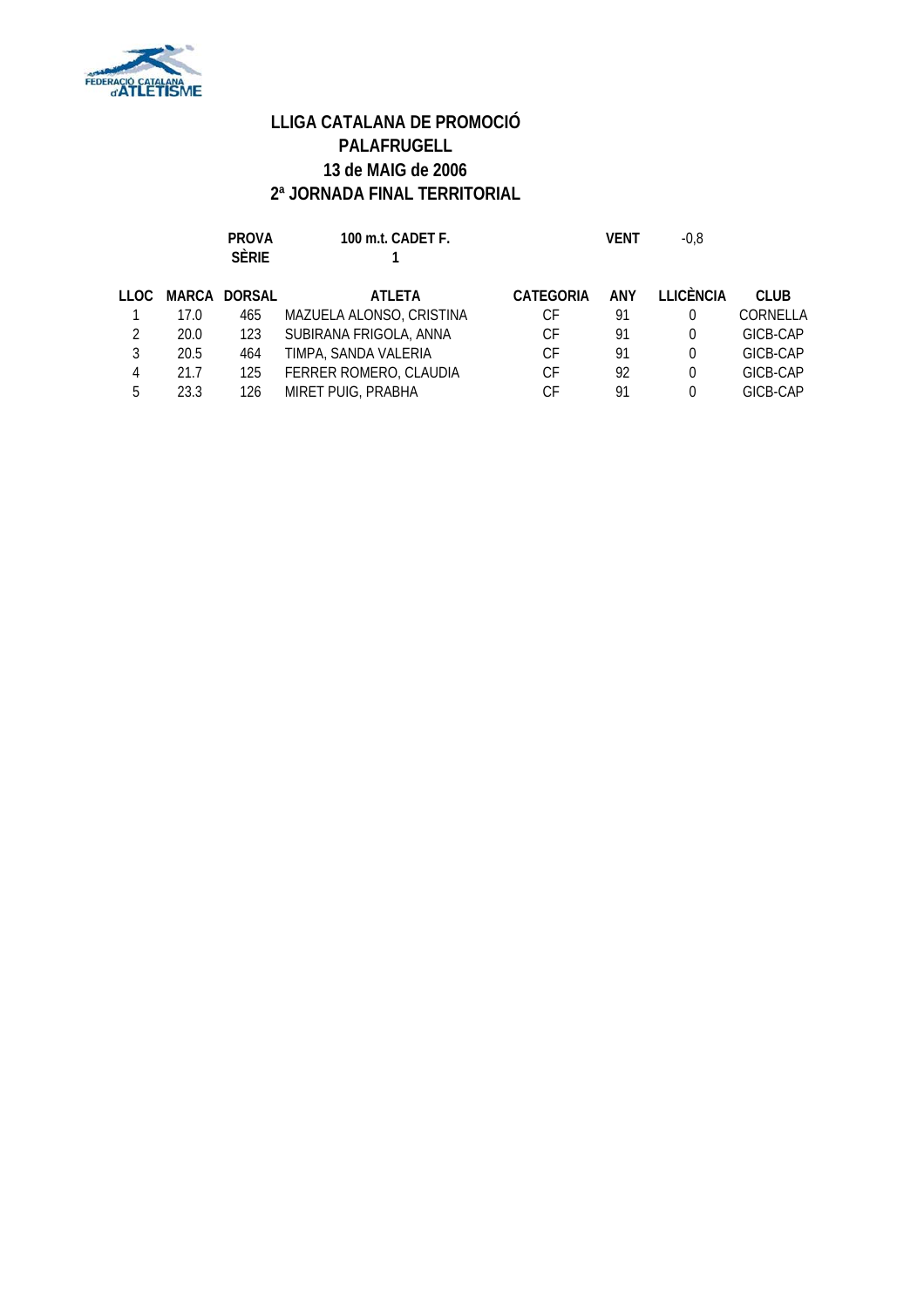# LLIGA CATALANA DE PROMOCIÓ
## PALAFRUGELL
## 13 de MAIG de 2006
## 2ª JORNADA FINAL TERRITORIAL

**PROVA** 100 m.t. CADET F. **VENT** -0,8
**SÈRIE** 1

| LLOC | MARCA | DORSAL | ATLETA | CATEGORIA | ANY | LLICÈNCIA | CLUB |
|---|---|---|---|---|---|---|---|
| 1 | 17.0 | 465 | MAZUELA ALONSO, CRISTINA | CF | 91 | 0 | CORNELLA |
| 2 | 20.0 | 123 | SUBIRANA FRIGOLA, ANNA | CF | 91 | 0 | GICB-CAP |
| 3 | 20.5 | 464 | TIMPA, SANDA VALERIA | CF | 91 | 0 | GICB-CAP |
| 4 | 21.7 | 125 | FERRER ROMERO, CLAUDIA | CF | 92 | 0 | GICB-CAP |
| 5 | 23.3 | 126 | MIRET PUIG, PRABHA | CF | 91 | 0 | GICB-CAP |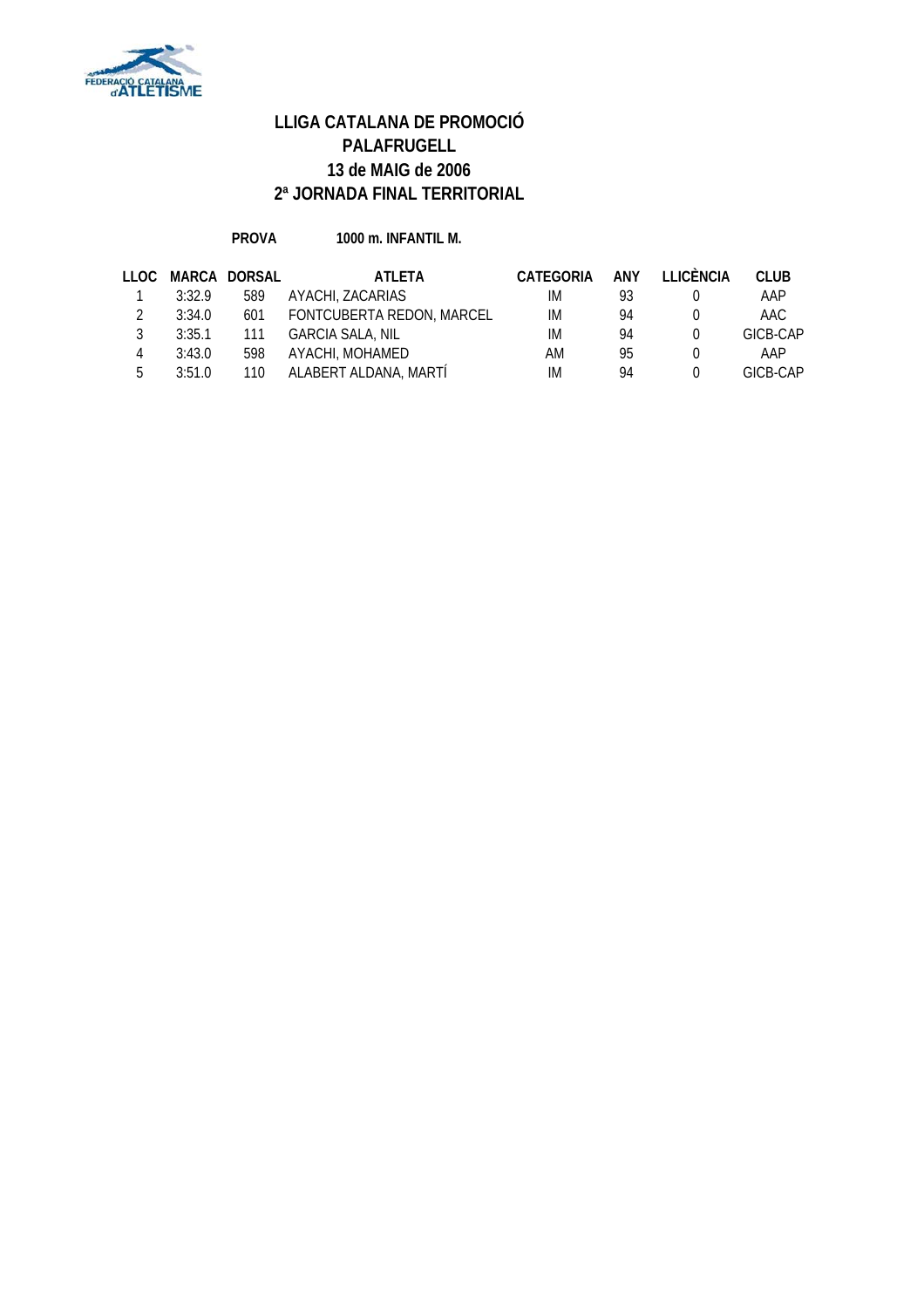# LLIGA CATALANA DE PROMOCIÓ
## PALAFRUGELL
## 13 de MAIG de 2006
## 2ª JORNADA FINAL TERRITORIAL

**PROVA** **1000 m. INFANTIL M.**

| LLOC | MARCA | DORSAL | ATLETA | CATEGORIA | ANY | LLICÈNCIA | CLUB |
|---|---|---|---|---|---|---|---|
| 1 | 3:32.9 | 589 | AYACHI, ZACARIAS | IM | 93 | 0 | AAP |
| 2 | 3:34.0 | 601 | FONTCUBERTA REDON, MARCEL | IM | 94 | 0 | AAC |
| 3 | 3:35.1 | 111 | GARCIA SALA, NIL | IM | 94 | 0 | GICB-CAP |
| 4 | 3:43.0 | 598 | AYACHI, MOHAMED | AM | 95 | 0 | AAP |
| 5 | 3:51.0 | 110 | ALABERT ALDANA, MARTÍ | IM | 94 | 0 | GICB-CAP |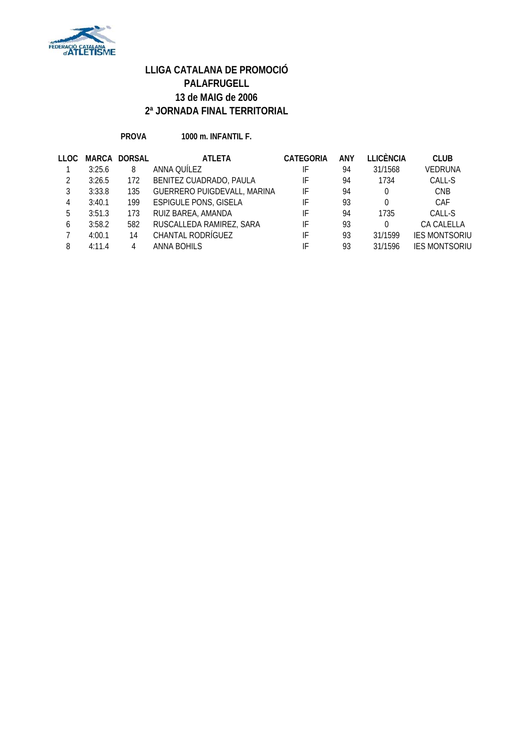# LLIGA CATALANA DE PROMOCIÓ
# PALAFRUGELL
# 13 de MAIG de 2006
# 2ª JORNADA FINAL TERRITORIAL

**PROVA** **1000 m. INFANTIL F.**

| LLOC | MARCA | DORSAL | ATLETA | CATEGORIA | ANY | LLICÈNCIA | CLUB |
|---|---|---|---|---|---|---|---|
| 1 | 3:25.6 | 8 | ANNA QUÍLEZ | IF | 94 | 31/1568 | VEDRUNA |
| 2 | 3:26.5 | 172 | BENITEZ CUADRADO, PAULA | IF | 94 | 1734 | CALL-S |
| 3 | 3:33.8 | 135 | GUERRERO PUIGDEVALL, MARINA | IF | 94 | 0 | CNB |
| 4 | 3:40.1 | 199 | ESPIGULE PONS, GISELA | IF | 93 | 0 | CAF |
| 5 | 3:51.3 | 173 | RUIZ BAREA, AMANDA | IF | 94 | 1735 | CALL-S |
| 6 | 3:58.2 | 582 | RUSCALLEDA RAMIREZ, SARA | IF | 93 | 0 | CA CALELLA |
| 7 | 4:00.1 | 14 | CHANTAL RODRÍGUEZ | IF | 93 | 31/1599 | IES MONTSORIU |
| 8 | 4:11.4 | 4 | ANNA BOHILS | IF | 93 | 31/1596 | IES MONTSORIU |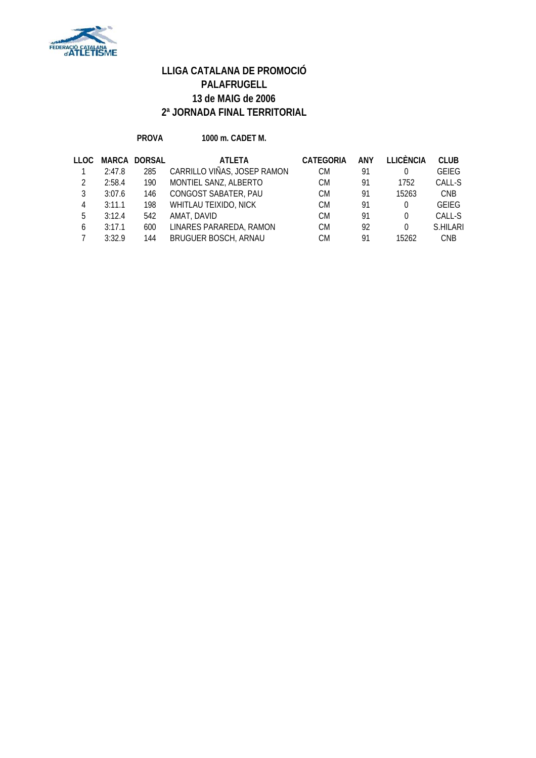# LLIGA CATALANA DE PROMOCIÓ
# PALAFRUGELL
# 13 de MAIG de 2006
# 2ª JORNADA FINAL TERRITORIAL

**PROVA** **1000 m. CADET M.**

| LLOC | MARCA | DORSAL | ATLETA | CATEGORIA | ANY | LLICÈNCIA | CLUB |
|---|---|---|---|---|---|---|---|
| 1 | 2:47.8 | 285 | CARRILLO VIÑAS, JOSEP RAMON | CM | 91 | 0 | GEIEG |
| 2 | 2:58.4 | 190 | MONTIEL SANZ, ALBERTO | CM | 91 | 1752 | CALL-S |
| 3 | 3:07.6 | 146 | CONGOST SABATER, PAU | CM | 91 | 15263 | CNB |
| 4 | 3:11.1 | 198 | WHITLAU TEIXIDO, NICK | CM | 91 | 0 | GEIEG |
| 5 | 3:12.4 | 542 | AMAT, DAVID | CM | 91 | 0 | CALL-S |
| 6 | 3:17.1 | 600 | LINARES PARAREDA, RAMON | CM | 92 | 0 | S.HILARI |
| 7 | 3:32.9 | 144 | BRUGUER BOSCH, ARNAU | CM | 91 | 15262 | CNB |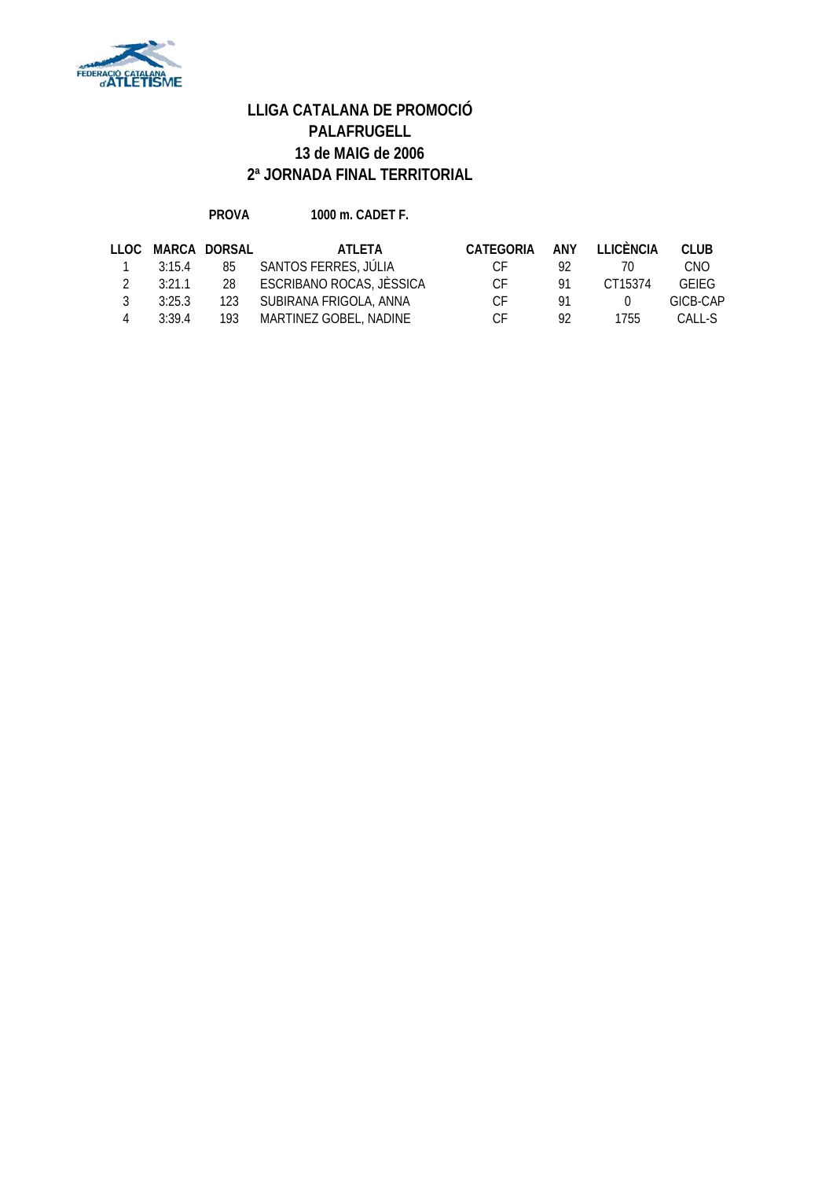# LLIGA CATALANA DE PROMOCIÓ
## PALAFRUGELL
## 13 de MAIG de 2006
## 2ª JORNADA FINAL TERRITORIAL

**PROVA** **1000 m. CADET F.**

| LLOC | MARCA | DORSAL | ATLETA | CATEGORIA | ANY | LLICÈNCIA | CLUB |
|---|---|---|---|---|---|---|---|
| 1 | 3:15.4 | 85 | SANTOS FERRES, JÚLIA | CF | 92 | 70 | CNO |
| 2 | 3:21.1 | 28 | ESCRIBANO ROCAS, JÈSSICA | CF | 91 | CT15374 | GEIEG |
| 3 | 3:25.3 | 123 | SUBIRANA FRIGOLA, ANNA | CF | 91 | 0 | GICB-CAP |
| 4 | 3:39.4 | 193 | MARTINEZ GOBEL, NADINE | CF | 92 | 1755 | CALL-S |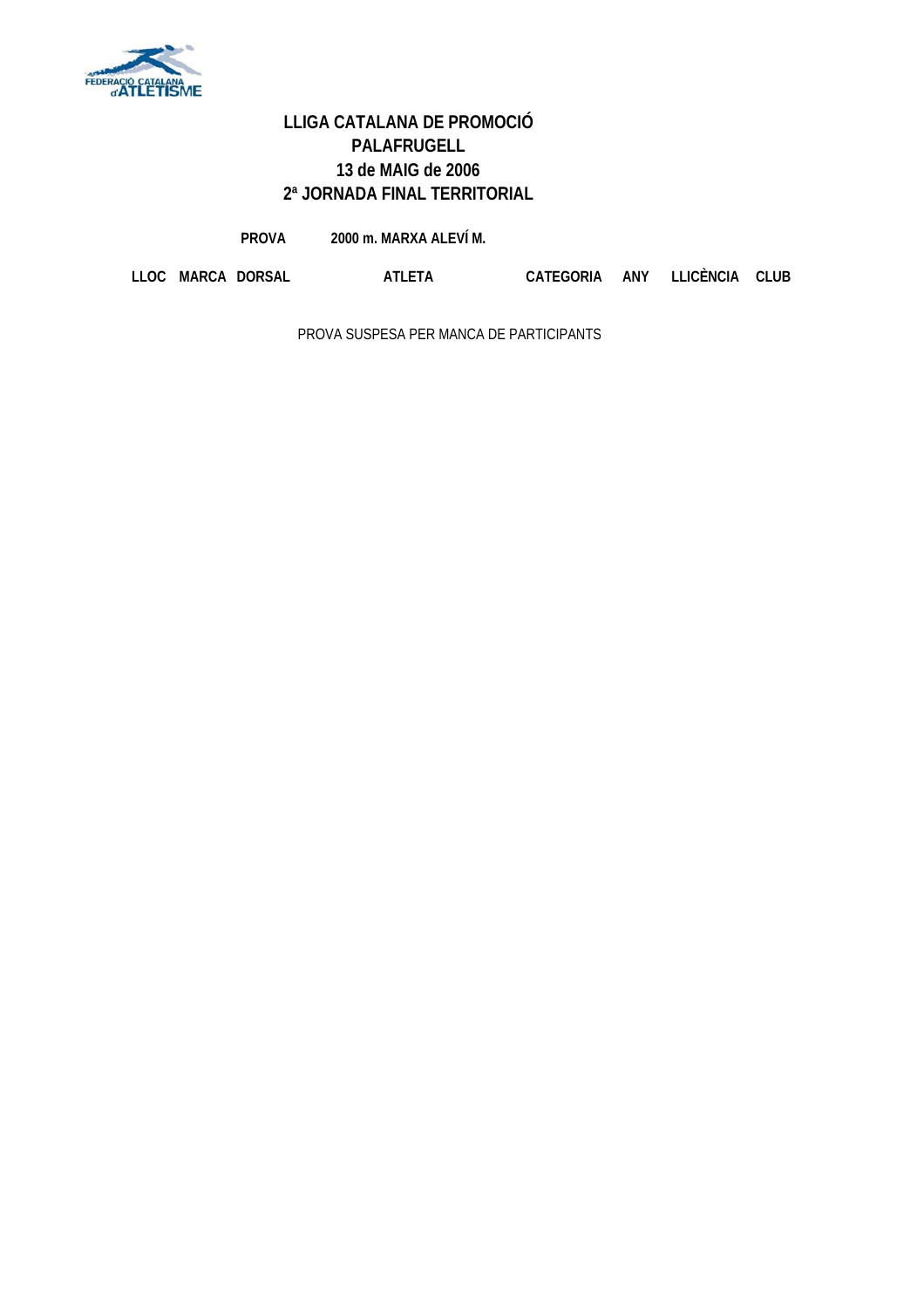**LLIGA CATALANA DE PROMOCIÓ**
**PALAFRUGELL**
**13 de MAIG de 2006**
**2ª JORNADA FINAL TERRITORIAL**

**PROVA** **2000 m. MARXA ALEVÍ M.**

| LLOC | MARCA | DORSAL | ATLETA | CATEGORIA | ANY | LLICÈNCIA | CLUB |
|---|---|---|---|---|---|---|---|

PROVA SUSPESA PER MANCA DE PARTICIPANTS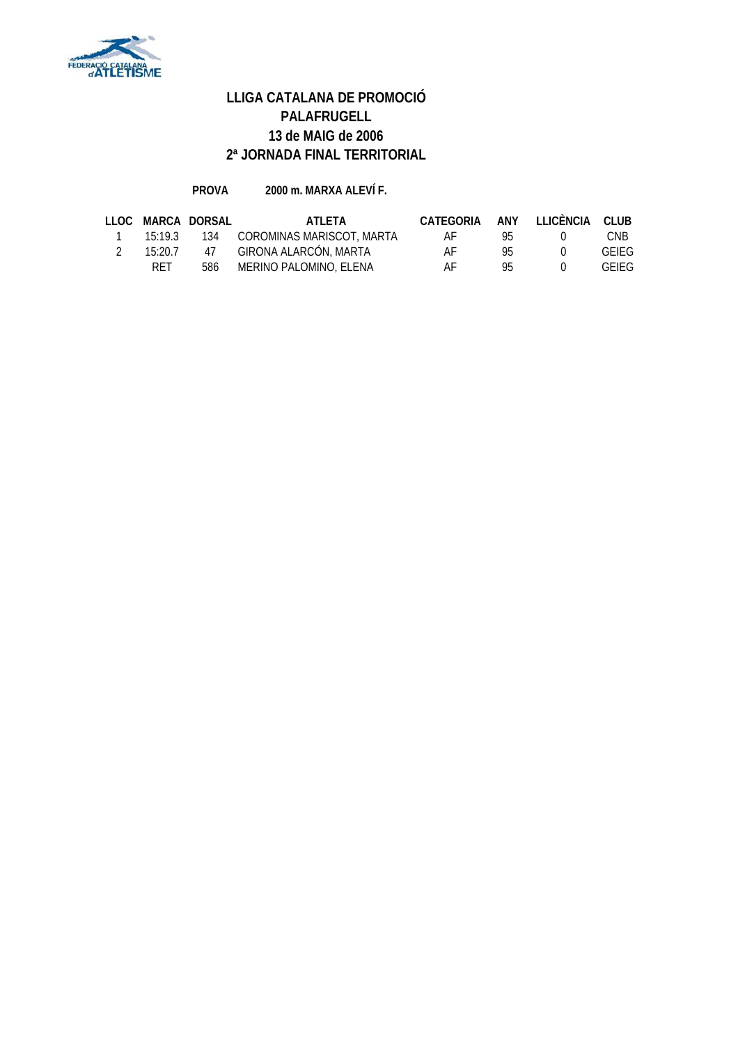# LLIGA CATALANA DE PROMOCIÓ
# PALAFRUGELL
# 13 de MAIG de 2006
# 2ª JORNADA FINAL TERRITORIAL

**PROVA** **2000 m. MARXA ALEVÍ F.**

| LLOC | MARCA | DORSAL | ATLETA | CATEGORIA | ANY | LLICÈNCIA | CLUB |
|---|---|---|---|---|---|---|---|
| 1 | 15:19.3 | 134 | COROMINAS MARISCOT, MARTA | AF | 95 | 0 | CNB |
| 2 | 15:20.7 | 47 | GIRONA ALARCÓN, MARTA | AF | 95 | 0 | GEIEG |
| | RET | 586 | MERINO PALOMINO, ELENA | AF | 95 | 0 | GEIEG |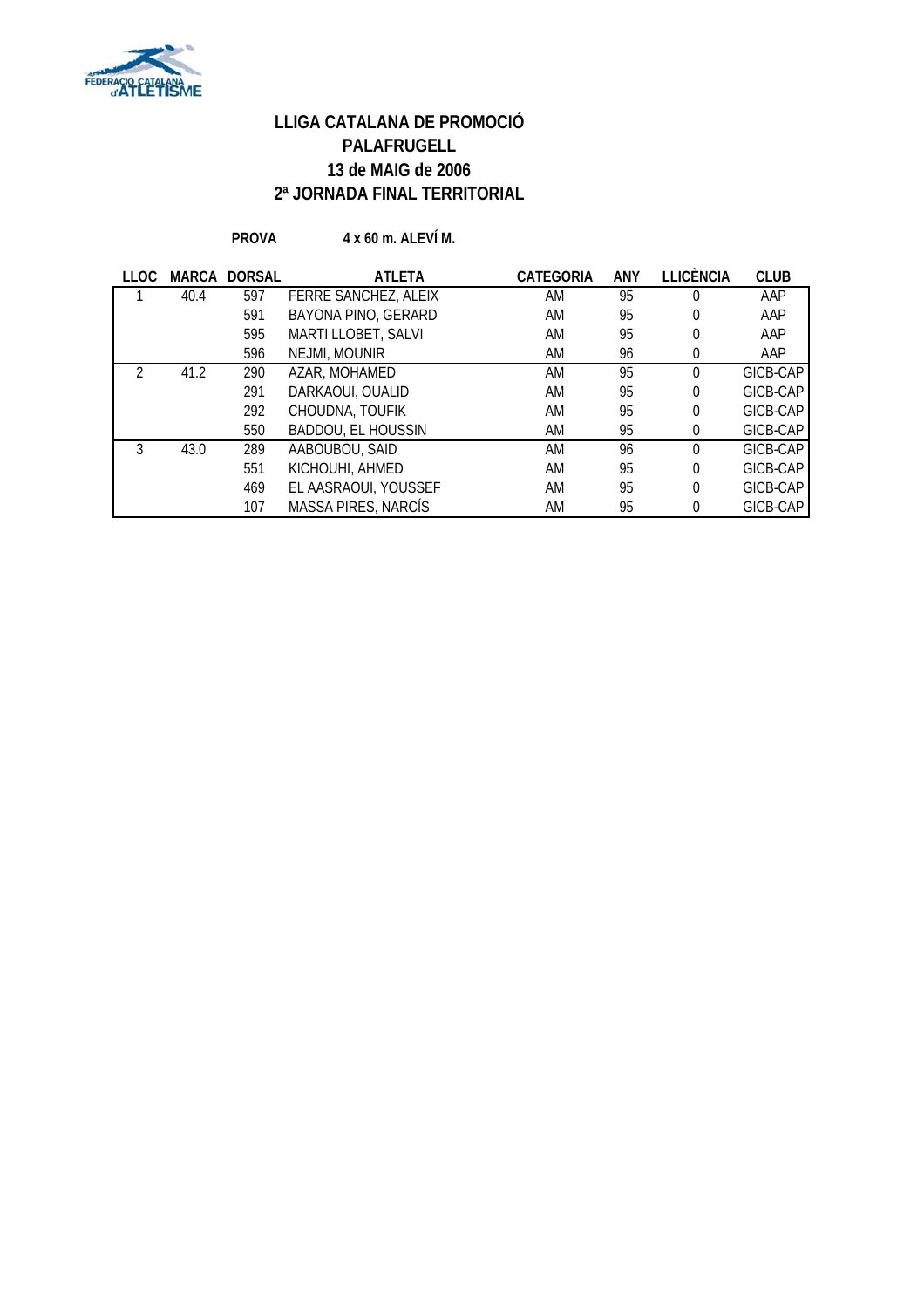# LLIGA CATALANA DE PROMOCIÓ
## PALAFRUGELL
## 13 de MAIG de 2006
## 2ª JORNADA FINAL TERRITORIAL

**PROVA** **4 x 60 m. ALEVÍ M.**

| LLOC | MARCA | DORSAL | ATLETA | CATEGORIA | ANY | LLICÈNCIA | CLUB |
|---|---|---|---|---|---|---|---|
| 1 | 40.4 | 597 | FERRE SANCHEZ, ALEIX | AM | 95 | 0 | AAP |
| | | 591 | BAYONA PINO, GERARD | AM | 95 | 0 | AAP |
| | | 595 | MARTI LLOBET, SALVI | AM | 95 | 0 | AAP |
| | | 596 | NEJMI, MOUNIR | AM | 96 | 0 | AAP |
| 2 | 41.2 | 290 | AZAR, MOHAMED | AM | 95 | 0 | GICB-CAP |
| | | 291 | DARKAOUI, OUALID | AM | 95 | 0 | GICB-CAP |
| | | 292 | CHOUDNA, TOUFIK | AM | 95 | 0 | GICB-CAP |
| | | 550 | BADDOU, EL HOUSSIN | AM | 95 | 0 | GICB-CAP |
| 3 | 43.0 | 289 | AABOUBOU, SAID | AM | 96 | 0 | GICB-CAP |
| | | 551 | KICHOUHI, AHMED | AM | 95 | 0 | GICB-CAP |
| | | 469 | EL AASRAOUI, YOUSSEF | AM | 95 | 0 | GICB-CAP |
| | | 107 | MASSA PIRES, NARCÍS | AM | 95 | 0 | GICB-CAP |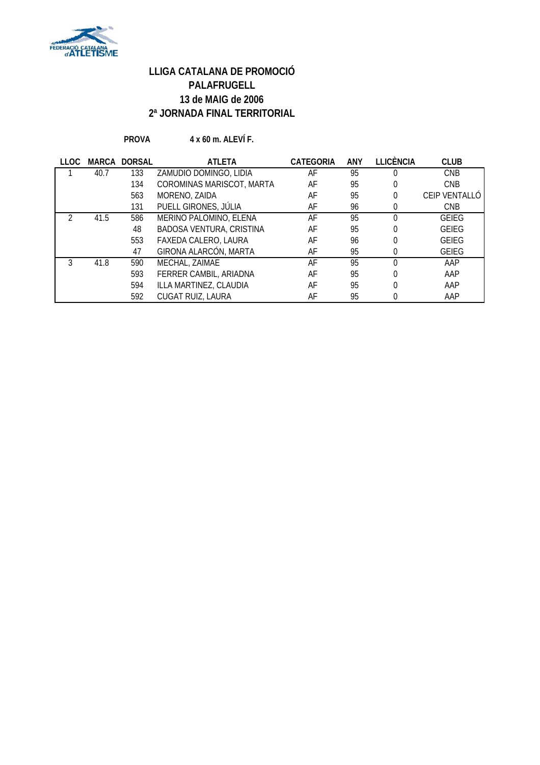# LLIGA CATALANA DE PROMOCIÓ
# PALAFRUGELL
# 13 de MAIG de 2006
# 2ª JORNADA FINAL TERRITORIAL

**PROVA** **4 x 60 m. ALEVÍ F.**

| LLOC | MARCA | DORSAL | ATLETA | CATEGORIA | ANY | LLICÈNCIA | CLUB |
|---|---|---|---|---|---|---|---|
| 1 | 40.7 | 133 | ZAMUDIO DOMINGO, LIDIA | AF | 95 | 0 | CNB |
| | | 134 | COROMINAS MARISCOT, MARTA | AF | 95 | 0 | CNB |
| | | 563 | MORENO, ZAIDA | AF | 95 | 0 | CEIP VENTALLÓ |
| | | 131 | PUELL GIRONES, JÚLIA | AF | 96 | 0 | CNB |
| 2 | 41.5 | 586 | MERINO PALOMINO, ELENA | AF | 95 | 0 | GEIEG |
| | | 48 | BADOSA VENTURA, CRISTINA | AF | 95 | 0 | GEIEG |
| | | 553 | FAXEDA CALERO, LAURA | AF | 96 | 0 | GEIEG |
| | | 47 | GIRONA ALARCÓN, MARTA | AF | 95 | 0 | GEIEG |
| 3 | 41.8 | 590 | MECHAL, ZAIMAE | AF | 95 | 0 | AAP |
| | | 593 | FERRER CAMBIL, ARIADNA | AF | 95 | 0 | AAP |
| | | 594 | ILLA MARTINEZ, CLAUDIA | AF | 95 | 0 | AAP |
| | | 592 | CUGAT RUIZ, LAURA | AF | 95 | 0 | AAP |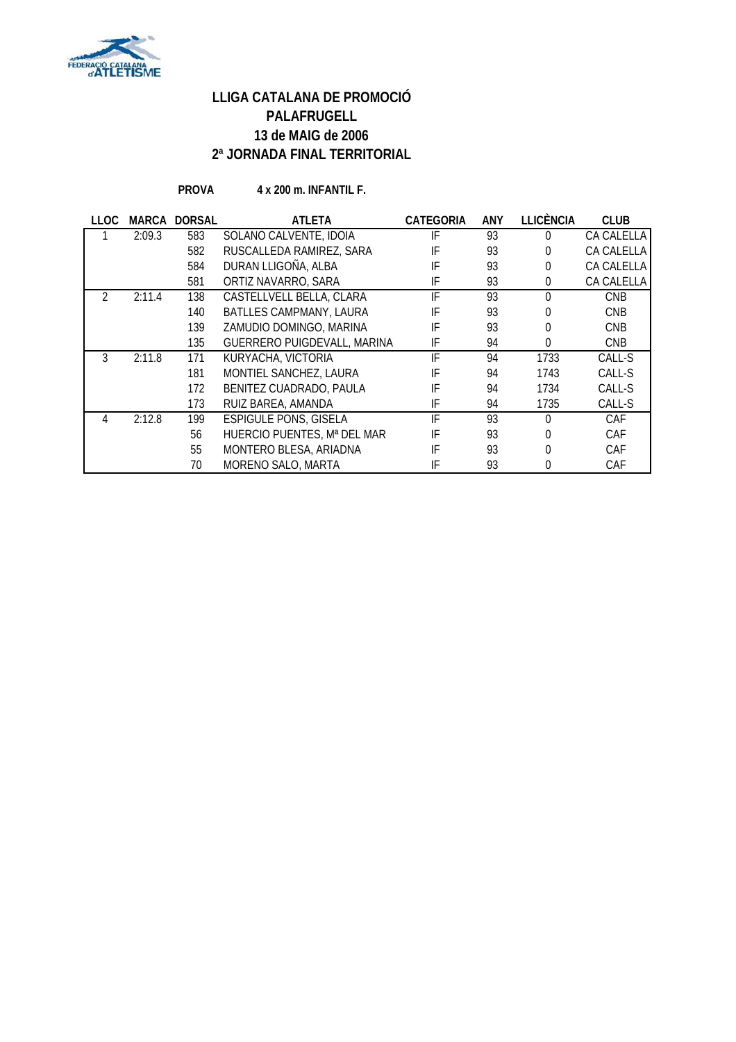# LLIGA CATALANA DE PROMOCIÓ
## PALAFRUGELL
## 13 de MAIG de 2006
## 2ª JORNADA FINAL TERRITORIAL

**PROVA** **4 x 200 m. INFANTIL F.**

| LLOC | MARCA | DORSAL | ATLETA | CATEGORIA | ANY | LLICÈNCIA | CLUB |
|---|---|---|---|---|---|---|---|
| 1 | 2:09.3 | 583 | SOLANO CALVENTE, IDOIA | IF | 93 | 0 | CA CALELLA |
| | | 582 | RUSCALLEDA RAMIREZ, SARA | IF | 93 | 0 | CA CALELLA |
| | | 584 | DURAN LLIGOÑA, ALBA | IF | 93 | 0 | CA CALELLA |
| | | 581 | ORTIZ NAVARRO, SARA | IF | 93 | 0 | CA CALELLA |
| 2 | 2:11.4 | 138 | CASTELLVELL BELLA, CLARA | IF | 93 | 0 | CNB |
| | | 140 | BATLLES CAMPMANY, LAURA | IF | 93 | 0 | CNB |
| | | 139 | ZAMUDIO DOMINGO, MARINA | IF | 93 | 0 | CNB |
| | | 135 | GUERRERO PUIGDEVALL, MARINA | IF | 94 | 0 | CNB |
| 3 | 2:11.8 | 171 | KURYACHA, VICTORIA | IF | 94 | 1733 | CALL-S |
| | | 181 | MONTIEL SANCHEZ, LAURA | IF | 94 | 1743 | CALL-S |
| | | 172 | BENITEZ CUADRADO, PAULA | IF | 94 | 1734 | CALL-S |
| | | 173 | RUIZ BAREA, AMANDA | IF | 94 | 1735 | CALL-S |
| 4 | 2:12.8 | 199 | ESPIGULE PONS, GISELA | IF | 93 | 0 | CAF |
| | | 56 | HUERCIO PUENTES, Mª DEL MAR | IF | 93 | 0 | CAF |
| | | 55 | MONTERO BLESA, ARIADNA | IF | 93 | 0 | CAF |
| | | 70 | MORENO SALO, MARTA | IF | 93 | 0 | CAF |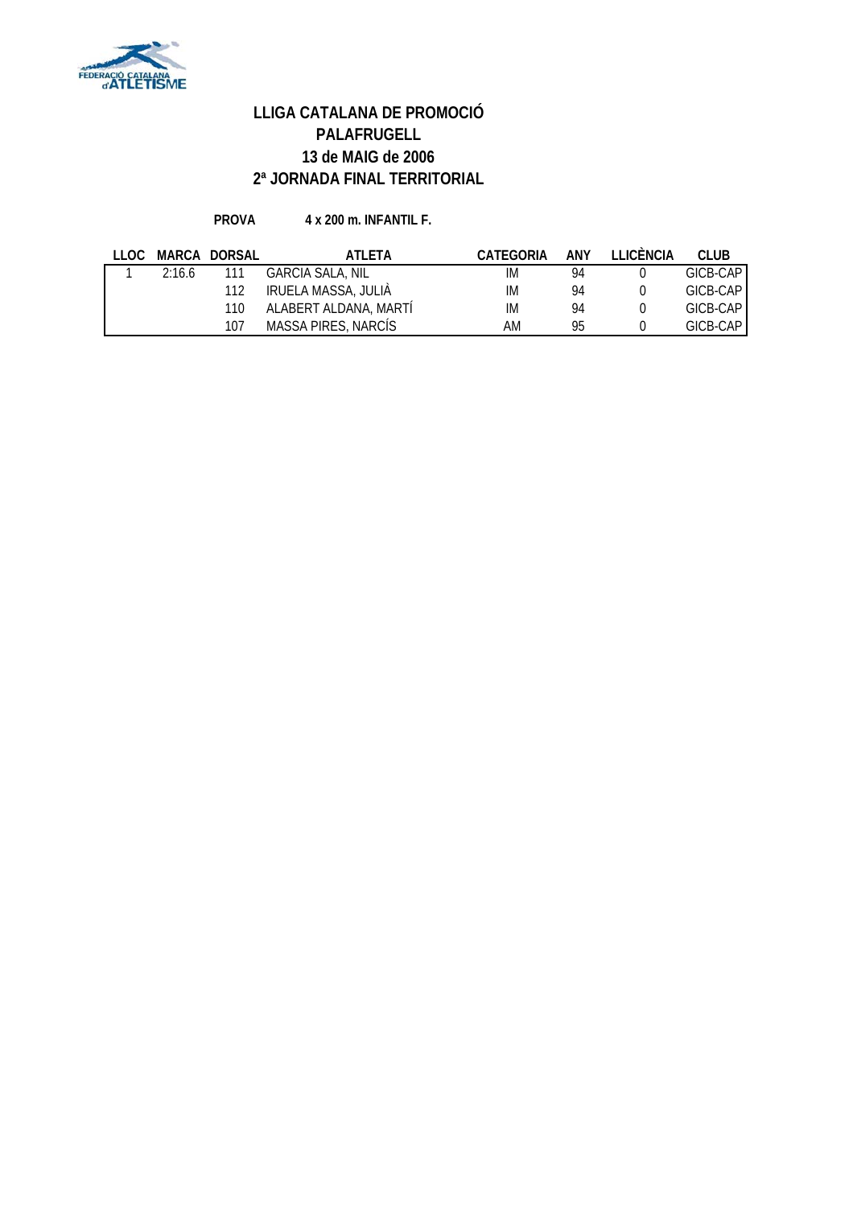# LLIGA CATALANA DE PROMOCIÓ
## PALAFRUGELL
## 13 de MAIG de 2006
## 2ª JORNADA FINAL TERRITORIAL

**PROVA** **4 x 200 m. INFANTIL F.**

| LLOC | MARCA | DORSAL | ATLETA | CATEGORIA | ANY | LLICÈNCIA | CLUB |
|---|---|---|---|---|---|---|---|
| 1 | 2:16.6 | 111 | GARCIA SALA, NIL | IM | 94 | 0 | GICB-CAP |
| | | 112 | IRUELA MASSA, JULIÀ | IM | 94 | 0 | GICB-CAP |
| | | 110 | ALABERT ALDANA, MARTÍ | IM | 94 | 0 | GICB-CAP |
| | | 107 | MASSA PIRES, NARCÍS | AM | 95 | 0 | GICB-CAP |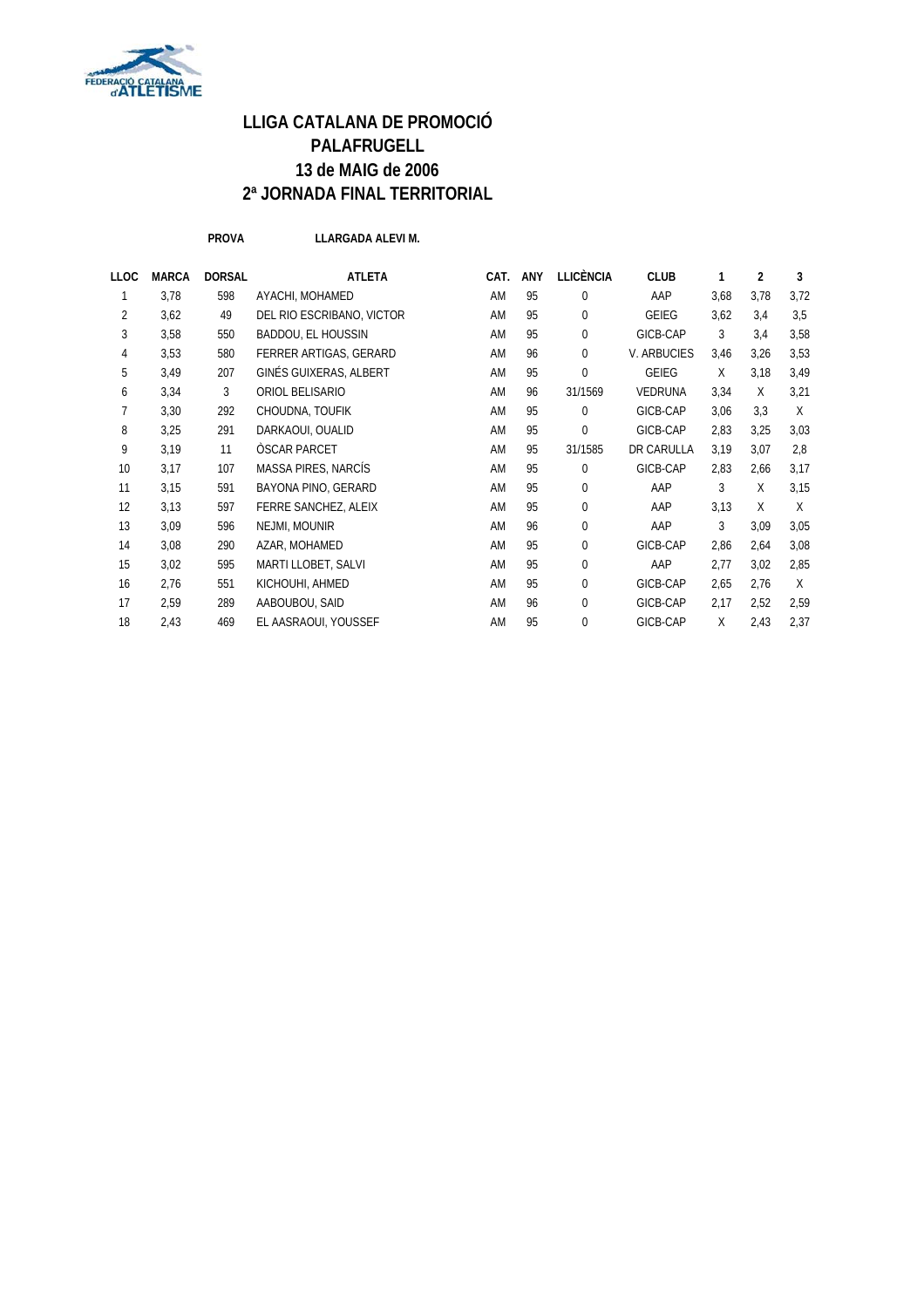# LLIGA CATALANA DE PROMOCIÓ
## PALAFRUGELL
## 13 de MAIG de 2006
## 2ª JORNADA FINAL TERRITORIAL

**PROVA** **LLARGADA ALEVI M.**

| LLOC | MARCA | DORSAL | ATLETA | CAT. | ANY | LLICÈNCIA | CLUB | 1 | 2 | 3 |
|---|---|---|---|---|---|---|---|---|---|---|
| 1 | 3,78 | 598 | AYACHI, MOHAMED | AM | 95 | 0 | AAP | 3,68 | 3,78 | 3,72 |
| 2 | 3,62 | 49 | DEL RIO ESCRIBANO, VICTOR | AM | 95 | 0 | GEIEG | 3,62 | 3,4 | 3,5 |
| 3 | 3,58 | 550 | BADDOU, EL HOUSSIN | AM | 95 | 0 | GICB-CAP | 3 | 3,4 | 3,58 |
| 4 | 3,53 | 580 | FERRER ARTIGAS, GERARD | AM | 96 | 0 | V. ARBUCIES | 3,46 | 3,26 | 3,53 |
| 5 | 3,49 | 207 | GINÉS GUIXERAS, ALBERT | AM | 95 | 0 | GEIEG | X | 3,18 | 3,49 |
| 6 | 3,34 | 3 | ORIOL BELISARIO | AM | 96 | 31/1569 | VEDRUNA | 3,34 | X | 3,21 |
| 7 | 3,30 | 292 | CHOUDNA, TOUFIK | AM | 95 | 0 | GICB-CAP | 3,06 | 3,3 | X |
| 8 | 3,25 | 291 | DARKAOUI, OUALID | AM | 95 | 0 | GICB-CAP | 2,83 | 3,25 | 3,03 |
| 9 | 3,19 | 11 | ÒSCAR PARCET | AM | 95 | 31/1585 | DR CARULLA | 3,19 | 3,07 | 2,8 |
| 10 | 3,17 | 107 | MASSA PIRES, NARCÍS | AM | 95 | 0 | GICB-CAP | 2,83 | 2,66 | 3,17 |
| 11 | 3,15 | 591 | BAYONA PINO, GERARD | AM | 95 | 0 | AAP | 3 | X | 3,15 |
| 12 | 3,13 | 597 | FERRE SANCHEZ, ALEIX | AM | 95 | 0 | AAP | 3,13 | X | X |
| 13 | 3,09 | 596 | NEJMI, MOUNIR | AM | 96 | 0 | AAP | 3 | 3,09 | 3,05 |
| 14 | 3,08 | 290 | AZAR, MOHAMED | AM | 95 | 0 | GICB-CAP | 2,86 | 2,64 | 3,08 |
| 15 | 3,02 | 595 | MARTI LLOBET, SALVI | AM | 95 | 0 | AAP | 2,77 | 3,02 | 2,85 |
| 16 | 2,76 | 551 | KICHOUHI, AHMED | AM | 95 | 0 | GICB-CAP | 2,65 | 2,76 | X |
| 17 | 2,59 | 289 | AABOUBOU, SAID | AM | 96 | 0 | GICB-CAP | 2,17 | 2,52 | 2,59 |
| 18 | 2,43 | 469 | EL AASRAOUI, YOUSSEF | AM | 95 | 0 | GICB-CAP | X | 2,43 | 2,37 |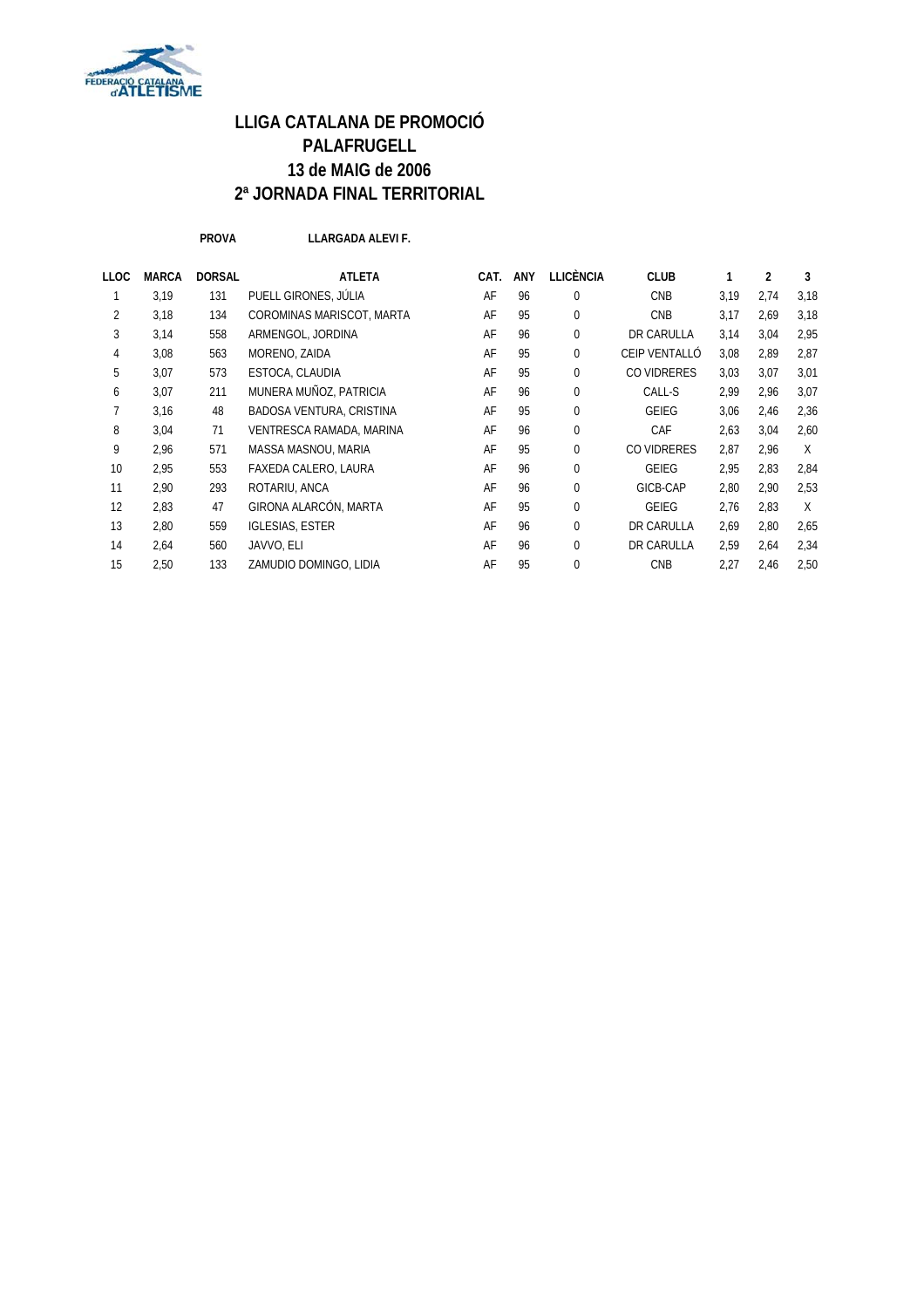# LLIGA CATALANA DE PROMOCIÓ
# PALAFRUGELL
# 13 de MAIG de 2006
# 2ª JORNADA FINAL TERRITORIAL

**PROVA** **LLARGADA ALEVI F.**

| LLOC | MARCA | DORSAL | ATLETA | CAT. | ANY | LLICÈNCIA | CLUB | 1 | 2 | 3 |
|---|---|---|---|---|---|---|---|---|---|---|
| 1 | 3,19 | 131 | PUELL GIRONES, JÚLIA | AF | 96 | 0 | CNB | 3,19 | 2,74 | 3,18 |
| 2 | 3,18 | 134 | COROMINAS MARISCOT, MARTA | AF | 95 | 0 | CNB | 3,17 | 2,69 | 3,18 |
| 3 | 3,14 | 558 | ARMENGOL, JORDINA | AF | 96 | 0 | DR CARULLA | 3,14 | 3,04 | 2,95 |
| 4 | 3,08 | 563 | MORENO, ZAIDA | AF | 95 | 0 | CEIP VENTALLÓ | 3,08 | 2,89 | 2,87 |
| 5 | 3,07 | 573 | ESTOCA, CLAUDIA | AF | 95 | 0 | CO VIDRERES | 3,03 | 3,07 | 3,01 |
| 6 | 3,07 | 211 | MUNERA MUÑOZ, PATRICIA | AF | 96 | 0 | CALL-S | 2,99 | 2,96 | 3,07 |
| 7 | 3,16 | 48 | BADOSA VENTURA, CRISTINA | AF | 95 | 0 | GEIEG | 3,06 | 2,46 | 2,36 |
| 8 | 3,04 | 71 | VENTRESCA RAMADA, MARINA | AF | 96 | 0 | CAF | 2,63 | 3,04 | 2,60 |
| 9 | 2,96 | 571 | MASSA MASNOU, MARIA | AF | 95 | 0 | CO VIDRERES | 2,87 | 2,96 | X |
| 10 | 2,95 | 553 | FAXEDA CALERO, LAURA | AF | 96 | 0 | GEIEG | 2,95 | 2,83 | 2,84 |
| 11 | 2,90 | 293 | ROTARIU, ANCA | AF | 96 | 0 | GICB-CAP | 2,80 | 2,90 | 2,53 |
| 12 | 2,83 | 47 | GIRONA ALARCÓN, MARTA | AF | 95 | 0 | GEIEG | 2,76 | 2,83 | X |
| 13 | 2,80 | 559 | IGLESIAS, ESTER | AF | 96 | 0 | DR CARULLA | 2,69 | 2,80 | 2,65 |
| 14 | 2,64 | 560 | JAVVO, ELI | AF | 96 | 0 | DR CARULLA | 2,59 | 2,64 | 2,34 |
| 15 | 2,50 | 133 | ZAMUDIO DOMINGO, LIDIA | AF | 95 | 0 | CNB | 2,27 | 2,46 | 2,50 |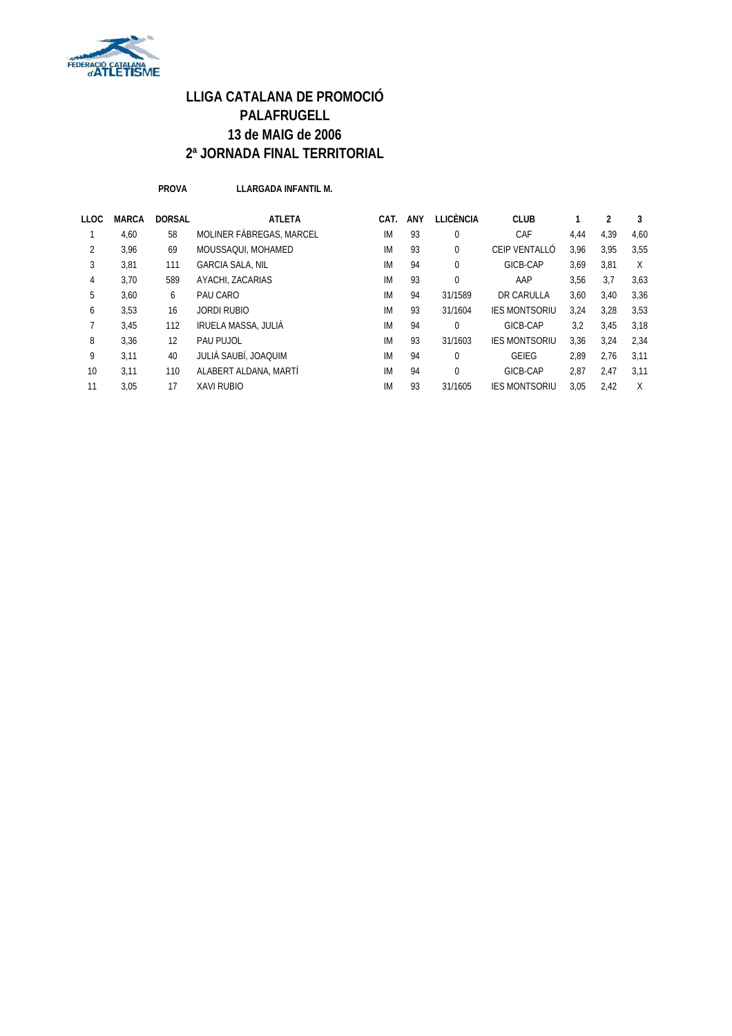# LLIGA CATALANA DE PROMOCIÓ
# PALAFRUGELL
# 13 de MAIG de 2006
# 2ª JORNADA FINAL TERRITORIAL

**PROVA** **LLARGADA INFANTIL M.**

| LLOC | MARCA | DORSAL | ATLETA | CAT. | ANY | LLICÈNCIA | CLUB | 1 | 2 | 3 |
|---|---|---|---|---|---|---|---|---|---|---|
| 1 | 4,60 | 58 | MOLINER FÀBREGAS, MARCEL | IM | 93 | 0 | CAF | 4,44 | 4,39 | 4,60 |
| 2 | 3,96 | 69 | MOUSSAQUI, MOHAMED | IM | 93 | 0 | CEIP VENTALLÓ | 3,96 | 3,95 | 3,55 |
| 3 | 3,81 | 111 | GARCIA SALA, NIL | IM | 94 | 0 | GICB-CAP | 3,69 | 3,81 | X |
| 4 | 3,70 | 589 | AYACHI, ZACARIAS | IM | 93 | 0 | AAP | 3,56 | 3,7 | 3,63 |
| 5 | 3,60 | 6 | PAU CARO | IM | 94 | 31/1589 | DR CARULLA | 3,60 | 3,40 | 3,36 |
| 6 | 3,53 | 16 | JORDI RUBIO | IM | 93 | 31/1604 | IES MONTSORIU | 3,24 | 3,28 | 3,53 |
| 7 | 3,45 | 112 | IRUELA MASSA, JULIÀ | IM | 94 | 0 | GICB-CAP | 3,2 | 3,45 | 3,18 |
| 8 | 3,36 | 12 | PAU PUJOL | IM | 93 | 31/1603 | IES MONTSORIU | 3,36 | 3,24 | 2,34 |
| 9 | 3,11 | 40 | JULIÀ SAUBÍ, JOAQUIM | IM | 94 | 0 | GEIEG | 2,89 | 2,76 | 3,11 |
| 10 | 3,11 | 110 | ALABERT ALDANA, MARTÍ | IM | 94 | 0 | GICB-CAP | 2,87 | 2,47 | 3,11 |
| 11 | 3,05 | 17 | XAVI RUBIO | IM | 93 | 31/1605 | IES MONTSORIU | 3,05 | 2,42 | X |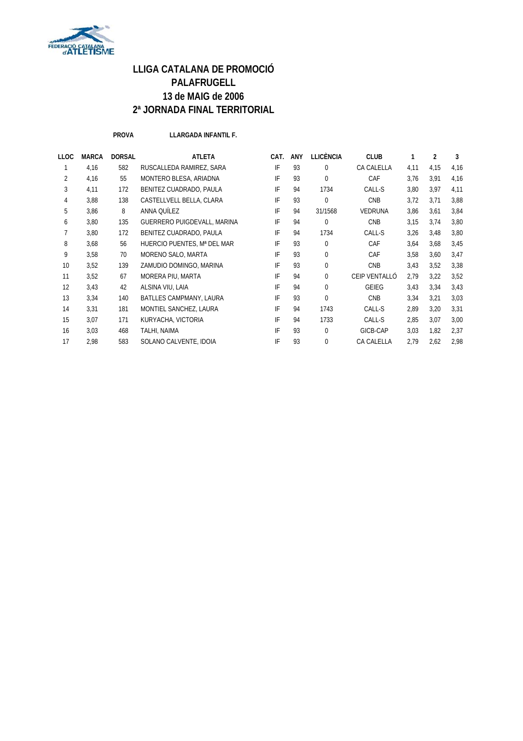# LLIGA CATALANA DE PROMOCIÓ
# PALAFRUGELL
# 13 de MAIG de 2006
# 2ª JORNADA FINAL TERRITORIAL

**PROVA** **LLARGADA INFANTIL F.**

| LLOC | MARCA | DORSAL | ATLETA | CAT. | ANY | LLICÈNCIA | CLUB | 1 | 2 | 3 |
|---|---|---|---|---|---|---|---|---|---|---|
| 1 | 4,16 | 582 | RUSCALLEDA RAMIREZ, SARA | IF | 93 | 0 | CA CALELLA | 4,11 | 4,15 | 4,16 |
| 2 | 4,16 | 55 | MONTERO BLESA, ARIADNA | IF | 93 | 0 | CAF | 3,76 | 3,91 | 4,16 |
| 3 | 4,11 | 172 | BENITEZ CUADRADO, PAULA | IF | 94 | 1734 | CALL-S | 3,80 | 3,97 | 4,11 |
| 4 | 3,88 | 138 | CASTELLVELL BELLA, CLARA | IF | 93 | 0 | CNB | 3,72 | 3,71 | 3,88 |
| 5 | 3,86 | 8 | ANNA QUÍLEZ | IF | 94 | 31/1568 | VEDRUNA | 3,86 | 3,61 | 3,84 |
| 6 | 3,80 | 135 | GUERRERO PUIGDEVALL, MARINA | IF | 94 | 0 | CNB | 3,15 | 3,74 | 3,80 |
| 7 | 3,80 | 172 | BENITEZ CUADRADO, PAULA | IF | 94 | 1734 | CALL-S | 3,26 | 3,48 | 3,80 |
| 8 | 3,68 | 56 | HUERCIO PUENTES, Mª DEL MAR | IF | 93 | 0 | CAF | 3,64 | 3,68 | 3,45 |
| 9 | 3,58 | 70 | MORENO SALO, MARTA | IF | 93 | 0 | CAF | 3,58 | 3,60 | 3,47 |
| 10 | 3,52 | 139 | ZAMUDIO DOMINGO, MARINA | IF | 93 | 0 | CNB | 3,43 | 3,52 | 3,38 |
| 11 | 3,52 | 67 | MORERA PIU, MARTA | IF | 94 | 0 | CEIP VENTALLÓ | 2,79 | 3,22 | 3,52 |
| 12 | 3,43 | 42 | ALSINA VIU, LAIA | IF | 94 | 0 | GEIEG | 3,43 | 3,34 | 3,43 |
| 13 | 3,34 | 140 | BATLLES CAMPMANY, LAURA | IF | 93 | 0 | CNB | 3,34 | 3,21 | 3,03 |
| 14 | 3,31 | 181 | MONTIEL SANCHEZ, LAURA | IF | 94 | 1743 | CALL-S | 2,89 | 3,20 | 3,31 |
| 15 | 3,07 | 171 | KURYACHA, VICTORIA | IF | 94 | 1733 | CALL-S | 2,85 | 3,07 | 3,00 |
| 16 | 3,03 | 468 | TALHI, NAIMA | IF | 93 | 0 | GICB-CAP | 3,03 | 1,82 | 2,37 |
| 17 | 2,98 | 583 | SOLANO CALVENTE, IDOIA | IF | 93 | 0 | CA CALELLA | 2,79 | 2,62 | 2,98 |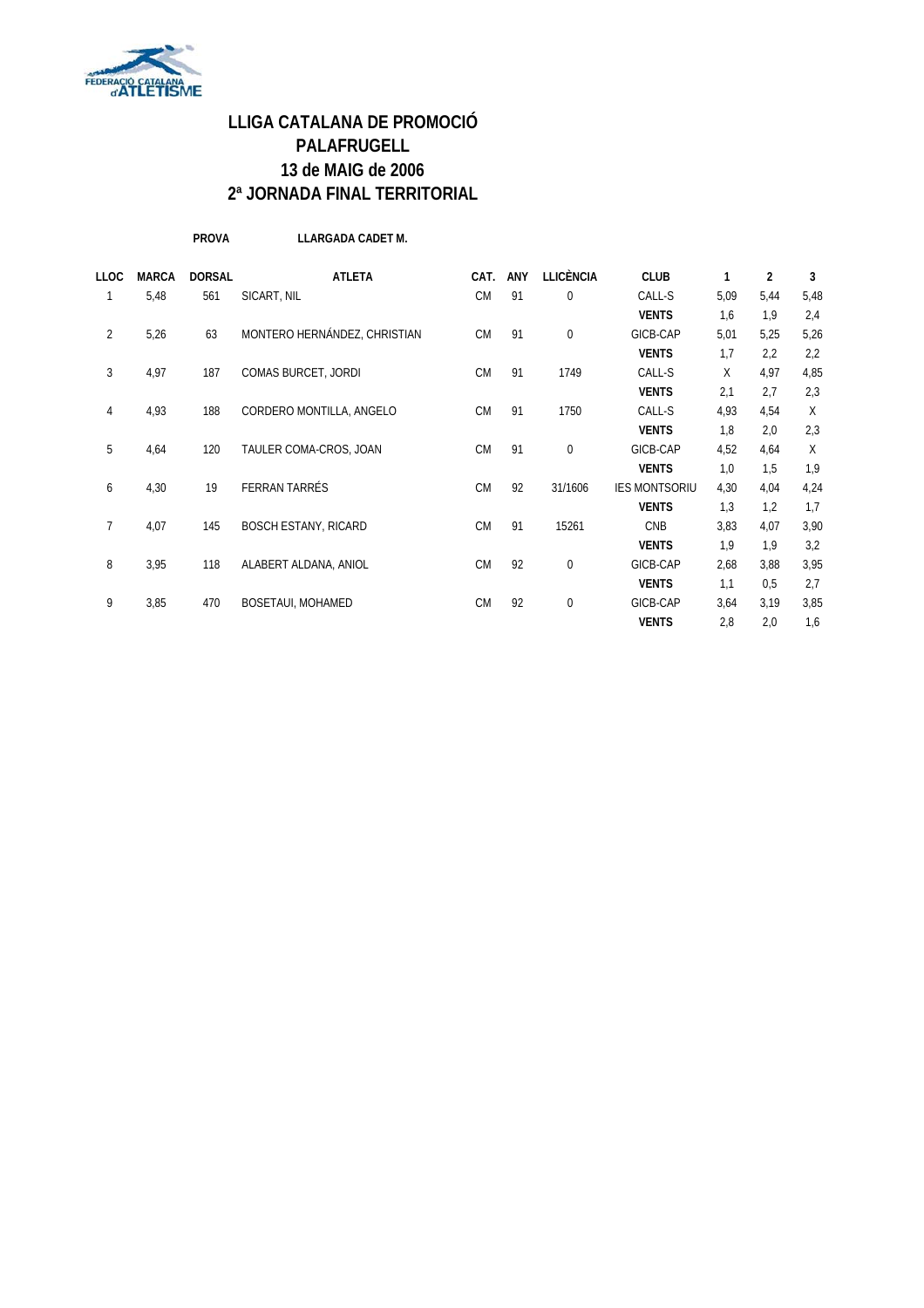# LLIGA CATALANA DE PROMOCIÓ
# PALAFRUGELL
# 13 de MAIG de 2006
# 2ª JORNADA FINAL TERRITORIAL

**PROVA** **LLARGADA CADET M.**

| LLOC | MARCA | DORSAL | ATLETA | CAT. | ANY | LLICÈNCIA | CLUB | 1 | 2 | 3 |
|---|---|---|---|---|---|---|---|---|---|---|
| 1 | 5,48 | 561 | SICART, NIL | CM | 91 | 0 | CALL-S | 5,09 | 5,44 | 5,48 |
| | | | | | | | **VENTS** | 1,6 | 1,9 | 2,4 |
| 2 | 5,26 | 63 | MONTERO HERNÁNDEZ, CHRISTIAN | CM | 91 | 0 | GICB-CAP | 5,01 | 5,25 | 5,26 |
| | | | | | | | **VENTS** | 1,7 | 2,2 | 2,2 |
| 3 | 4,97 | 187 | COMAS BURCET, JORDI | CM | 91 | 1749 | CALL-S | X | 4,97 | 4,85 |
| | | | | | | | **VENTS** | 2,1 | 2,7 | 2,3 |
| 4 | 4,93 | 188 | CORDERO MONTILLA, ANGELO | CM | 91 | 1750 | CALL-S | 4,93 | 4,54 | X |
| | | | | | | | **VENTS** | 1,8 | 2,0 | 2,3 |
| 5 | 4,64 | 120 | TAULER COMA-CROS, JOAN | CM | 91 | 0 | GICB-CAP | 4,52 | 4,64 | X |
| | | | | | | | **VENTS** | 1,0 | 1,5 | 1,9 |
| 6 | 4,30 | 19 | FERRAN TARRÉS | CM | 92 | 31/1606 | IES MONTSORIU | 4,30 | 4,04 | 4,24 |
| | | | | | | | **VENTS** | 1,3 | 1,2 | 1,7 |
| 7 | 4,07 | 145 | BOSCH ESTANY, RICARD | CM | 91 | 15261 | CNB | 3,83 | 4,07 | 3,90 |
| | | | | | | | **VENTS** | 1,9 | 1,9 | 3,2 |
| 8 | 3,95 | 118 | ALABERT ALDANA, ANIOL | CM | 92 | 0 | GICB-CAP | 2,68 | 3,88 | 3,95 |
| | | | | | | | **VENTS** | 1,1 | 0,5 | 2,7 |
| 9 | 3,85 | 470 | BOSETAUI, MOHAMED | CM | 92 | 0 | GICB-CAP | 3,64 | 3,19 | 3,85 |
| | | | | | | | **VENTS** | 2,8 | 2,0 | 1,6 |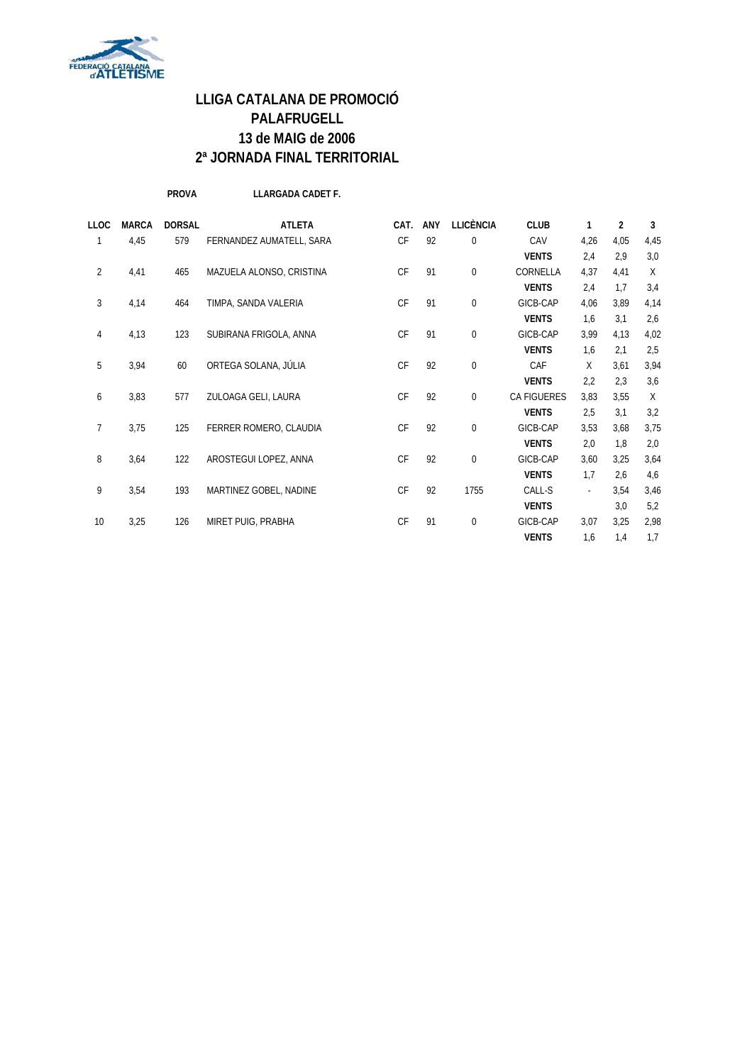# LLIGA CATALANA DE PROMOCIÓ
# PALAFRUGELL
# 13 de MAIG de 2006
# 2ª JORNADA FINAL TERRITORIAL

**PROVA** **LLARGADA CADET F.**

| LLOC | MARCA | DORSAL | ATLETA | CAT. | ANY | LLICÈNCIA | CLUB | 1 | 2 | 3 |
|---|---|---|---|---|---|---|---|---|---|---|
| 1 | 4,45 | 579 | FERNANDEZ AUMATELL, SARA | CF | 92 | 0 | CAV | 4,26 | 4,05 | 4,45 |
| | | | | | | | **VENTS** | 2,4 | 2,9 | 3,0 |
| 2 | 4,41 | 465 | MAZUELA ALONSO, CRISTINA | CF | 91 | 0 | CORNELLA | 4,37 | 4,41 | X |
| | | | | | | | **VENTS** | 2,4 | 1,7 | 3,4 |
| 3 | 4,14 | 464 | TIMPA, SANDA VALERIA | CF | 91 | 0 | GICB-CAP | 4,06 | 3,89 | 4,14 |
| | | | | | | | **VENTS** | 1,6 | 3,1 | 2,6 |
| 4 | 4,13 | 123 | SUBIRANA FRIGOLA, ANNA | CF | 91 | 0 | GICB-CAP | 3,99 | 4,13 | 4,02 |
| | | | | | | | **VENTS** | 1,6 | 2,1 | 2,5 |
| 5 | 3,94 | 60 | ORTEGA SOLANA, JÚLIA | CF | 92 | 0 | CAF | X | 3,61 | 3,94 |
| | | | | | | | **VENTS** | 2,2 | 2,3 | 3,6 |
| 6 | 3,83 | 577 | ZULOAGA GELI, LAURA | CF | 92 | 0 | CA FIGUERES | 3,83 | 3,55 | X |
| | | | | | | | **VENTS** | 2,5 | 3,1 | 3,2 |
| 7 | 3,75 | 125 | FERRER ROMERO, CLAUDIA | CF | 92 | 0 | GICB-CAP | 3,53 | 3,68 | 3,75 |
| | | | | | | | **VENTS** | 2,0 | 1,8 | 2,0 |
| 8 | 3,64 | 122 | AROSTEGUI LOPEZ, ANNA | CF | 92 | 0 | GICB-CAP | 3,60 | 3,25 | 3,64 |
| | | | | | | | **VENTS** | 1,7 | 2,6 | 4,6 |
| 9 | 3,54 | 193 | MARTINEZ GOBEL, NADINE | CF | 92 | 1755 | CALL-S | - | 3,54 | 3,46 |
| | | | | | | | **VENTS** | | 3,0 | 5,2 |
| 10 | 3,25 | 126 | MIRET PUIG, PRABHA | CF | 91 | 0 | GICB-CAP | 3,07 | 3,25 | 2,98 |
| | | | | | | | **VENTS** | 1,6 | 1,4 | 1,7 |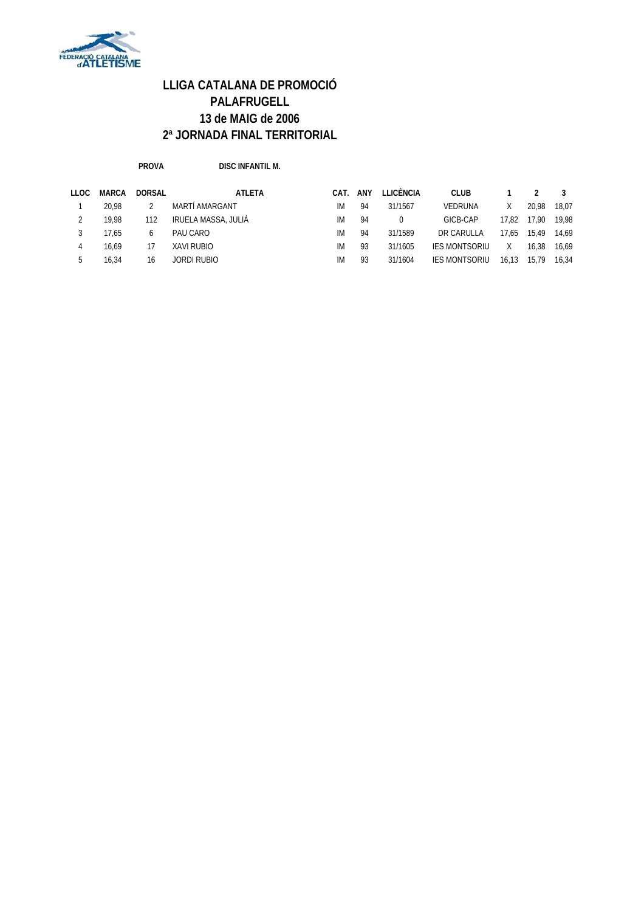# LLIGA CATALANA DE PROMOCIÓ
## PALAFRUGELL
## 13 de MAIG de 2006
## 2ª JORNADA FINAL TERRITORIAL

**PROVA** **DISC INFANTIL M.**

| LLOC | MARCA | DORSAL | ATLETA | CAT. | ANY | LLICÈNCIA | CLUB | 1 | 2 | 3 |
|---|---|---|---|---|---|---|---|---|---|---|
| 1 | 20,98 | 2 | MARTÍ AMARGANT | IM | 94 | 31/1567 | VEDRUNA | X | 20,98 | 18,07 |
| 2 | 19,98 | 112 | IRUELA MASSA, JULIÀ | IM | 94 | 0 | GICB-CAP | 17,82 | 17,90 | 19,98 |
| 3 | 17,65 | 6 | PAU CARO | IM | 94 | 31/1589 | DR CARULLA | 17,65 | 15,49 | 14,69 |
| 4 | 16,69 | 17 | XAVI RUBIO | IM | 93 | 31/1605 | IES MONTSORIU | X | 16,38 | 16,69 |
| 5 | 16,34 | 16 | JORDI RUBIO | IM | 93 | 31/1604 | IES MONTSORIU | 16,13 | 15,79 | 16,34 |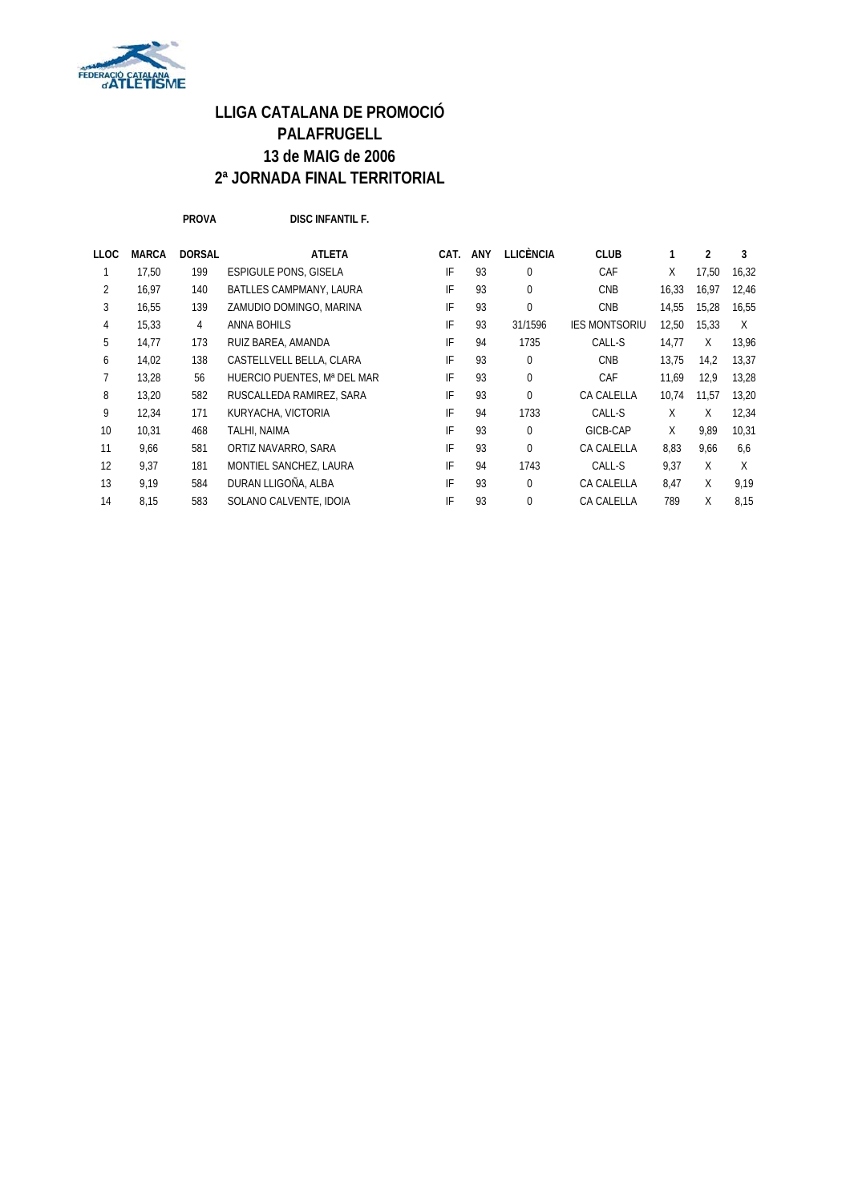# LLIGA CATALANA DE PROMOCIÓ
# PALAFRUGELL
# 13 de MAIG de 2006
# 2ª JORNADA FINAL TERRITORIAL

**PROVA** **DISC INFANTIL F.**

| LLOC | MARCA | DORSAL | ATLETA | CAT. | ANY | LLICÈNCIA | CLUB | 1 | 2 | 3 |
|---|---|---|---|---|---|---|---|---|---|---|
| 1 | 17,50 | 199 | ESPIGULE PONS, GISELA | IF | 93 | 0 | CAF | X | 17,50 | 16,32 |
| 2 | 16,97 | 140 | BATLLES CAMPMANY, LAURA | IF | 93 | 0 | CNB | 16,33 | 16,97 | 12,46 |
| 3 | 16,55 | 139 | ZAMUDIO DOMINGO, MARINA | IF | 93 | 0 | CNB | 14,55 | 15,28 | 16,55 |
| 4 | 15,33 | 4 | ANNA BOHILS | IF | 93 | 31/1596 | IES MONTSORIU | 12,50 | 15,33 | X |
| 5 | 14,77 | 173 | RUIZ BAREA, AMANDA | IF | 94 | 1735 | CALL-S | 14,77 | X | 13,96 |
| 6 | 14,02 | 138 | CASTELLVELL BELLA, CLARA | IF | 93 | 0 | CNB | 13,75 | 14,2 | 13,37 |
| 7 | 13,28 | 56 | HUERCIO PUENTES, Mª DEL MAR | IF | 93 | 0 | CAF | 11,69 | 12,9 | 13,28 |
| 8 | 13,20 | 582 | RUSCALLEDA RAMIREZ, SARA | IF | 93 | 0 | CA CALELLA | 10,74 | 11,57 | 13,20 |
| 9 | 12,34 | 171 | KURYACHA, VICTORIA | IF | 94 | 1733 | CALL-S | X | X | 12,34 |
| 10 | 10,31 | 468 | TALHI, NAIMA | IF | 93 | 0 | GICB-CAP | X | 9,89 | 10,31 |
| 11 | 9,66 | 581 | ORTIZ NAVARRO, SARA | IF | 93 | 0 | CA CALELLA | 8,83 | 9,66 | 6,6 |
| 12 | 9,37 | 181 | MONTIEL SANCHEZ, LAURA | IF | 94 | 1743 | CALL-S | 9,37 | X | X |
| 13 | 9,19 | 584 | DURAN LLIGOÑA, ALBA | IF | 93 | 0 | CA CALELLA | 8,47 | X | 9,19 |
| 14 | 8,15 | 583 | SOLANO CALVENTE, IDOIA | IF | 93 | 0 | CA CALELLA | 789 | X | 8,15 |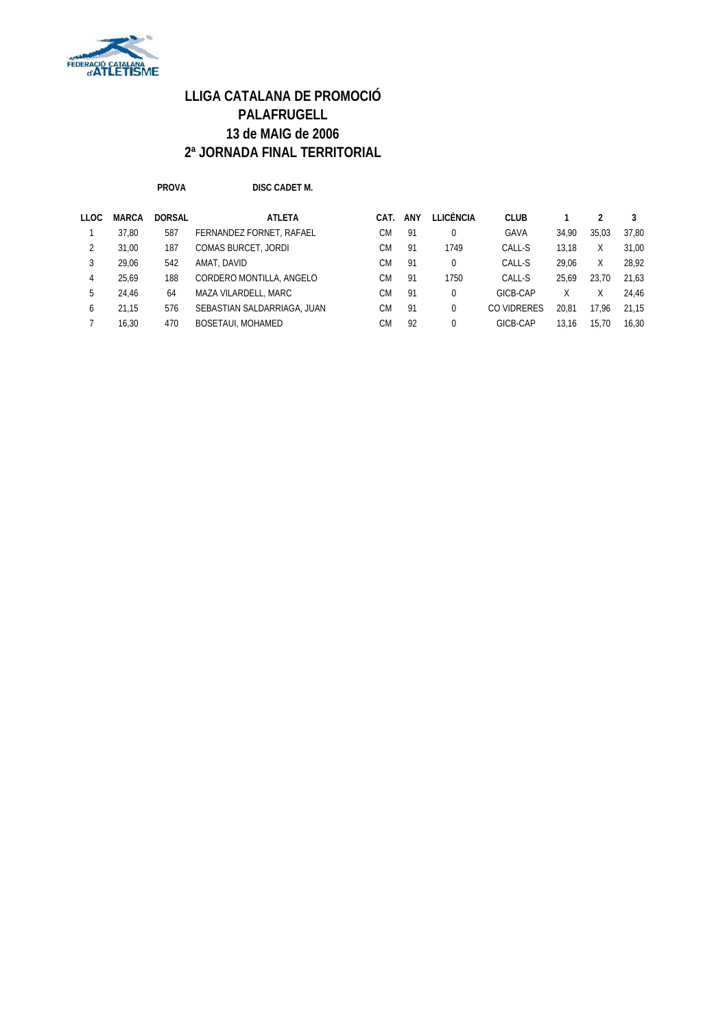# LLIGA CATALANA DE PROMOCIÓ
## PALAFRUGELL
## 13 de MAIG de 2006
## 2ª JORNADA FINAL TERRITORIAL

**PROVA** **DISC CADET M.**

| LLOC | MARCA | DORSAL | ATLETA | CAT. | ANY | LLICÈNCIA | CLUB | 1 | 2 | 3 |
|---|---|---|---|---|---|---|---|---|---|---|
| 1 | 37,80 | 587 | FERNANDEZ FORNET, RAFAEL | CM | 91 | 0 | GAVA | 34,90 | 35,03 | 37,80 |
| 2 | 31,00 | 187 | COMAS BURCET, JORDI | CM | 91 | 1749 | CALL-S | 13,18 | X | 31,00 |
| 3 | 29,06 | 542 | AMAT, DAVID | CM | 91 | 0 | CALL-S | 29,06 | X | 28,92 |
| 4 | 25,69 | 188 | CORDERO MONTILLA, ANGELO | CM | 91 | 1750 | CALL-S | 25,69 | 23,70 | 21,63 |
| 5 | 24,46 | 64 | MAZA VILARDELL, MARC | CM | 91 | 0 | GICB-CAP | X | X | 24,46 |
| 6 | 21,15 | 576 | SEBASTIAN SALDARRIAGA, JUAN | CM | 91 | 0 | CO VIDRERES | 20,81 | 17,96 | 21,15 |
| 7 | 16,30 | 470 | BOSETAUI, MOHAMED | CM | 92 | 0 | GICB-CAP | 13,16 | 15,70 | 16,30 |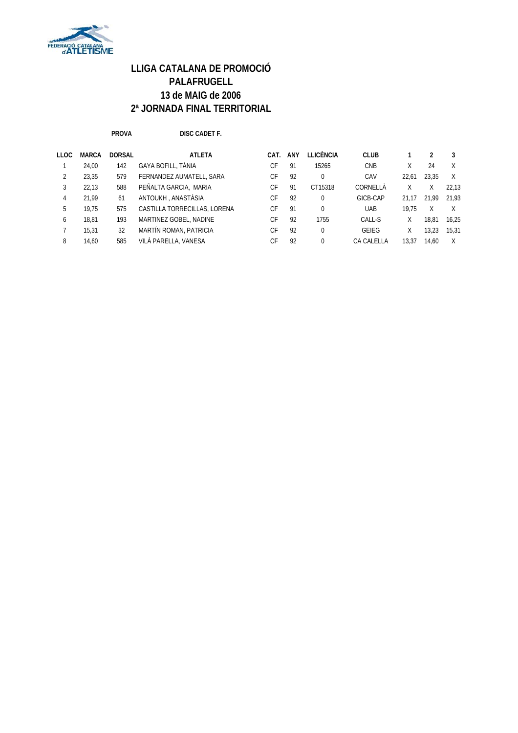# LLIGA CATALANA DE PROMOCIÓ
# PALAFRUGELL
# 13 de MAIG de 2006
# 2ª JORNADA FINAL TERRITORIAL

**PROVA** **DISC CADET F.**

| LLOC | MARCA | DORSAL | ATLETA | CAT. | ANY | LLICÈNCIA | CLUB | 1 | 2 | 3 |
|---|---|---|---|---|---|---|---|---|---|---|
| 1 | 24,00 | 142 | GAYA BOFILL, TÀNIA | CF | 91 | 15265 | CNB | X | 24 | X |
| 2 | 23,35 | 579 | FERNANDEZ AUMATELL, SARA | CF | 92 | 0 | CAV | 22,61 | 23,35 | X |
| 3 | 22,13 | 588 | PEÑALTA GARCIA, MARIA | CF | 91 | CT15318 | CORNELLÀ | X | X | 22,13 |
| 4 | 21,99 | 61 | ANTOUKH , ANASTÀSIA | CF | 92 | 0 | GICB-CAP | 21,17 | 21,99 | 21,93 |
| 5 | 19,75 | 575 | CASTILLA TORRECILLAS, LORENA | CF | 91 | 0 | UAB | 19,75 | X | X |
| 6 | 18,81 | 193 | MARTINEZ GOBEL, NADINE | CF | 92 | 1755 | CALL-S | X | 18,81 | 16,25 |
| 7 | 15,31 | 32 | MARTÍN ROMAN, PATRICIA | CF | 92 | 0 | GEIEG | X | 13,23 | 15,31 |
| 8 | 14,60 | 585 | VILÀ PARELLA, VANESA | CF | 92 | 0 | CA CALELLA | 13,37 | 14,60 | X |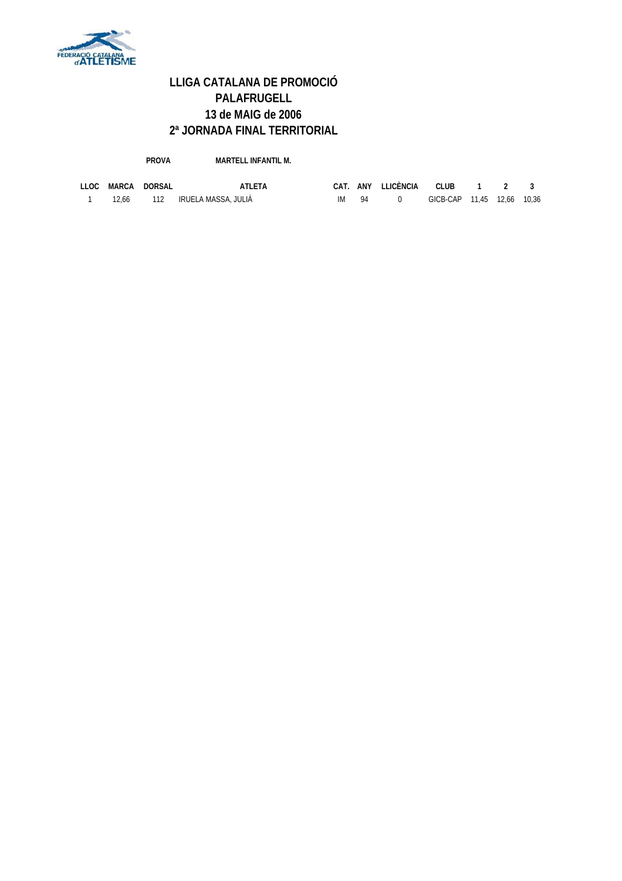# LLIGA CATALANA DE PROMOCIÓ
## PALAFRUGELL
## 13 de MAIG de 2006
## 2ª JORNADA FINAL TERRITORIAL

**PROVA** **MARTELL INFANTIL M.**

| LLOC | MARCA | DORSAL | ATLETA | CAT. | ANY | LLICÈNCIA | CLUB | 1 | 2 | 3 |
|---|---|---|---|---|---|---|---|---|---|---|
| 1 | 12,66 | 112 | IRUELA MASSA, JULIÀ | IM | 94 | 0 | GICB-CAP | 11,45 | 12,66 | 10,36 |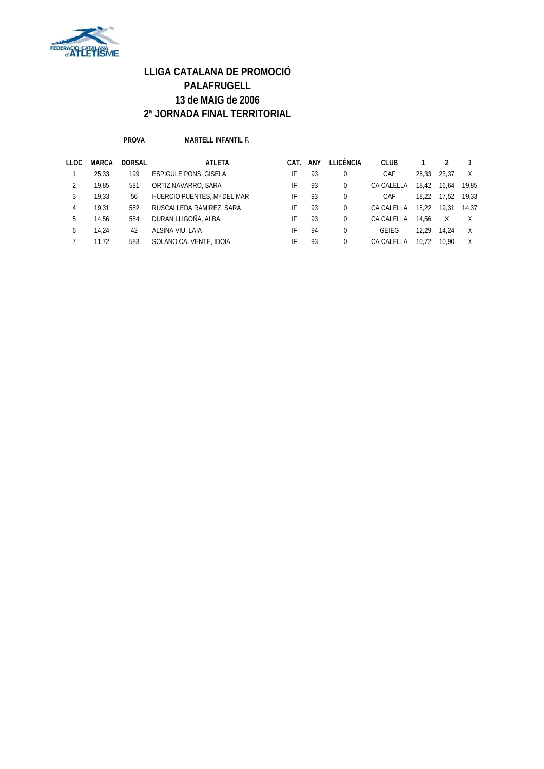# LLIGA CATALANA DE PROMOCIÓ
# PALAFRUGELL
# 13 de MAIG de 2006
# 2ª JORNADA FINAL TERRITORIAL

**PROVA** **MARTELL INFANTIL F.**

| LLOC | MARCA | DORSAL | ATLETA | CAT. | ANY | LLICÈNCIA | CLUB | 1 | 2 | 3 |
|---|---|---|---|---|---|---|---|---|---|---|
| 1 | 25,33 | 199 | ESPIGULE PONS, GISELA | IF | 93 | 0 | CAF | 25,33 | 23,37 | X |
| 2 | 19,85 | 581 | ORTIZ NAVARRO, SARA | IF | 93 | 0 | CA CALELLA | 18,42 | 16,64 | 19,85 |
| 3 | 19,33 | 56 | HUERCIO PUENTES, Mª DEL MAR | IF | 93 | 0 | CAF | 18,22 | 17,52 | 19,33 |
| 4 | 19,31 | 582 | RUSCALLEDA RAMIREZ, SARA | IF | 93 | 0 | CA CALELLA | 18,22 | 19,31 | 14,37 |
| 5 | 14,56 | 584 | DURAN LLIGOÑA, ALBA | IF | 93 | 0 | CA CALELLA | 14,56 | X | X |
| 6 | 14,24 | 42 | ALSINA VIU, LAIA | IF | 94 | 0 | GEIEG | 12,29 | 14,24 | X |
| 7 | 11,72 | 583 | SOLANO CALVENTE, IDOIA | IF | 93 | 0 | CA CALELLA | 10,72 | 10,90 | X |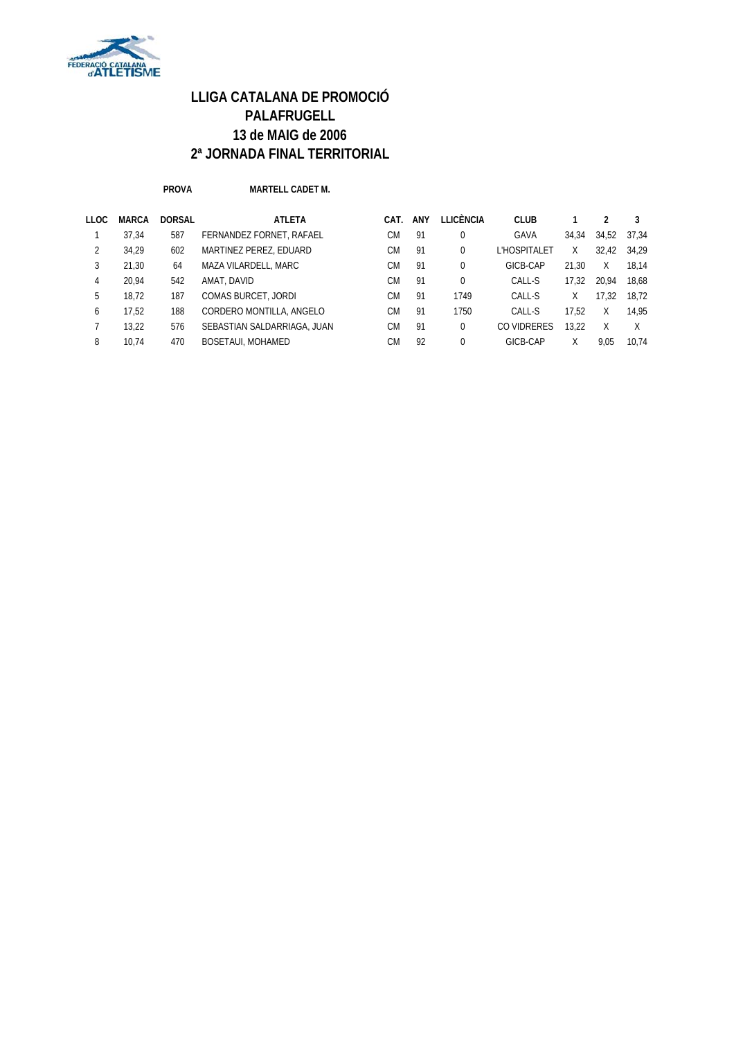# LLIGA CATALANA DE PROMOCIÓ
## PALAFRUGELL
## 13 de MAIG de 2006
## 2ª JORNADA FINAL TERRITORIAL

**PROVA** **MARTELL CADET M.**

| LLOC | MARCA | DORSAL | ATLETA | CAT. | ANY | LLICÈNCIA | CLUB | 1 | 2 | 3 |
|---|---|---|---|---|---|---|---|---|---|---|
| 1 | 37,34 | 587 | FERNANDEZ FORNET, RAFAEL | CM | 91 | 0 | GAVA | 34,34 | 34,52 | 37,34 |
| 2 | 34,29 | 602 | MARTINEZ PEREZ, EDUARD | CM | 91 | 0 | L'HOSPITALET | X | 32,42 | 34,29 |
| 3 | 21,30 | 64 | MAZA VILARDELL, MARC | CM | 91 | 0 | GICB-CAP | 21,30 | X | 18,14 |
| 4 | 20,94 | 542 | AMAT, DAVID | CM | 91 | 0 | CALL-S | 17,32 | 20,94 | 18,68 |
| 5 | 18,72 | 187 | COMAS BURCET, JORDI | CM | 91 | 1749 | CALL-S | X | 17,32 | 18,72 |
| 6 | 17,52 | 188 | CORDERO MONTILLA, ANGELO | CM | 91 | 1750 | CALL-S | 17,52 | X | 14,95 |
| 7 | 13,22 | 576 | SEBASTIAN SALDARRIAGA, JUAN | CM | 91 | 0 | CO VIDRERES | 13,22 | X | X |
| 8 | 10,74 | 470 | BOSETAUI, MOHAMED | CM | 92 | 0 | GICB-CAP | X | 9,05 | 10,74 |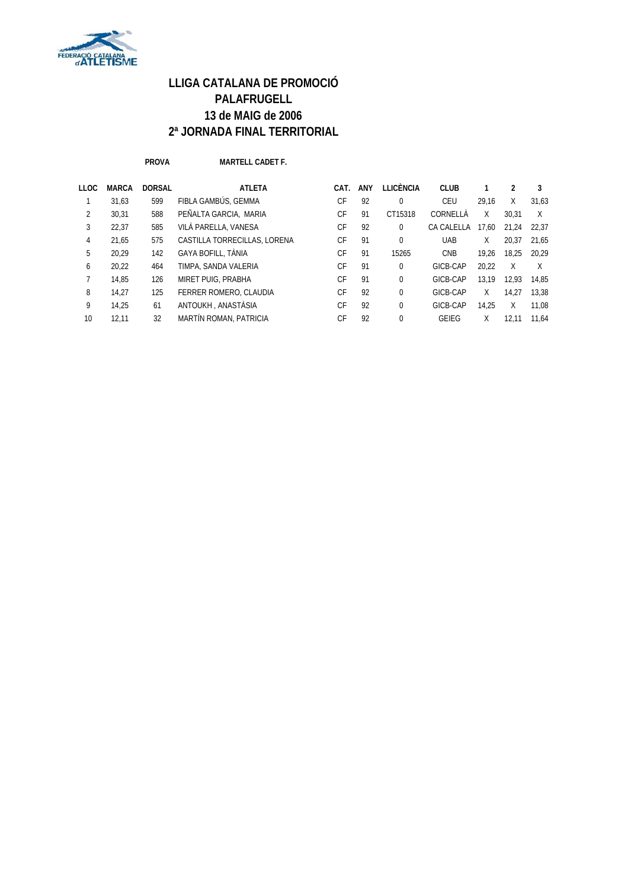# LLIGA CATALANA DE PROMOCIÓ
## PALAFRUGELL
## 13 de MAIG de 2006
## 2ª JORNADA FINAL TERRITORIAL

**PROVA** **MARTELL CADET F.**

| LLOC | MARCA | DORSAL | ATLETA | CAT. | ANY | LLICÈNCIA | CLUB | 1 | 2 | 3 |
|---|---|---|---|---|---|---|---|---|---|---|
| 1 | 31,63 | 599 | FIBLA GAMBÚS, GEMMA | CF | 92 | 0 | CEU | 29,16 | X | 31,63 |
| 2 | 30,31 | 588 | PEÑALTA GARCIA, MARIA | CF | 91 | CT15318 | CORNELLÀ | X | 30,31 | X |
| 3 | 22,37 | 585 | VILÀ PARELLA, VANESA | CF | 92 | 0 | CA CALELLA | 17,60 | 21,24 | 22,37 |
| 4 | 21,65 | 575 | CASTILLA TORRECILLAS, LORENA | CF | 91 | 0 | UAB | X | 20,37 | 21,65 |
| 5 | 20,29 | 142 | GAYA BOFILL, TÀNIA | CF | 91 | 15265 | CNB | 19,26 | 18,25 | 20,29 |
| 6 | 20,22 | 464 | TIMPA, SANDA VALERIA | CF | 91 | 0 | GICB-CAP | 20,22 | X | X |
| 7 | 14,85 | 126 | MIRET PUIG, PRABHA | CF | 91 | 0 | GICB-CAP | 13,19 | 12,93 | 14,85 |
| 8 | 14,27 | 125 | FERRER ROMERO, CLAUDIA | CF | 92 | 0 | GICB-CAP | X | 14,27 | 13,38 |
| 9 | 14,25 | 61 | ANTOUKH , ANASTÀSIA | CF | 92 | 0 | GICB-CAP | 14,25 | X | 11,08 |
| 10 | 12,11 | 32 | MARTÍN ROMAN, PATRICIA | CF | 92 | 0 | GEIEG | X | 12,11 | 11,64 |